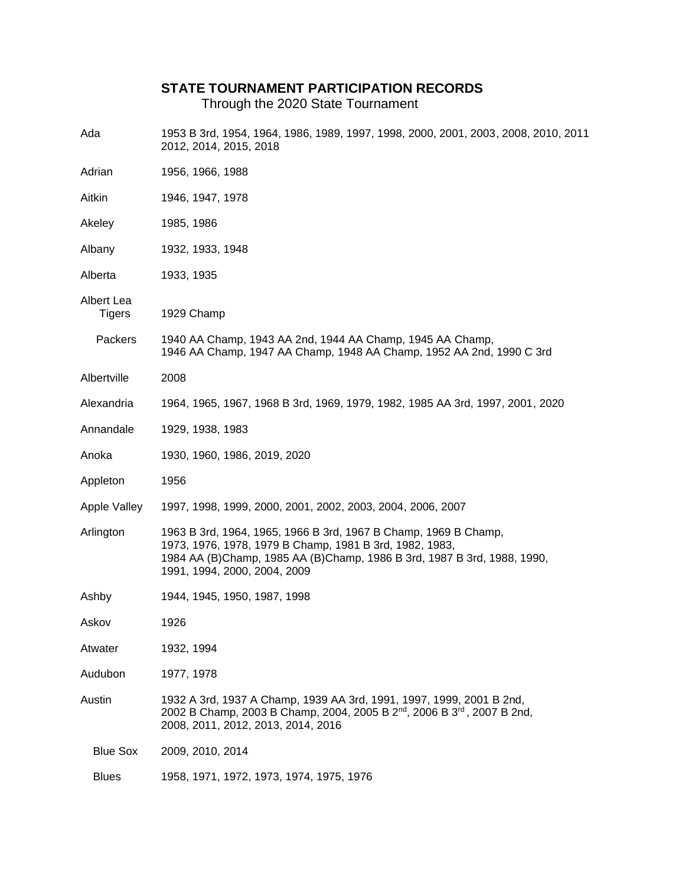## STATE TOURNAMENT PARTICIPATION RECORDS

Through the 2020 State Tournament

| | |
|---|---|
| Ada | 1953 B 3rd, 1954, 1964, 1986, 1989, 1997, 1998, 2000, 2001, 2003, 2008, 2010, 2011 2012, 2014, 2015, 2018 |
| Adrian | 1956, 1966, 1988 |
| Aitkin | 1946, 1947, 1978 |
| Akeley | 1985, 1986 |
| Albany | 1932, 1933, 1948 |
| Alberta | 1933, 1935 |
| Albert Lea Tigers | 1929 Champ |
| Packers | 1940 AA Champ, 1943 AA 2nd, 1944 AA Champ, 1945 AA Champ, 1946 AA Champ, 1947 AA Champ, 1948 AA Champ, 1952 AA 2nd, 1990 C 3rd |
| Albertville | 2008 |
| Alexandria | 1964, 1965, 1967, 1968 B 3rd, 1969, 1979, 1982, 1985 AA 3rd, 1997, 2001, 2020 |
| Annandale | 1929, 1938, 1983 |
| Anoka | 1930, 1960, 1986, 2019, 2020 |
| Appleton | 1956 |
| Apple Valley | 1997, 1998, 1999, 2000, 2001, 2002, 2003, 2004, 2006, 2007 |
| Arlington | 1963 B 3rd, 1964, 1965, 1966 B 3rd, 1967 B Champ, 1969 B Champ, 1973, 1976, 1978, 1979 B Champ, 1981 B 3rd, 1982, 1983, 1984 AA (B)Champ, 1985 AA (B)Champ, 1986 B 3rd, 1987 B 3rd, 1988, 1990, 1991, 1994, 2000, 2004, 2009 |
| Ashby | 1944, 1945, 1950, 1987, 1998 |
| Askov | 1926 |
| Atwater | 1932, 1994 |
| Audubon | 1977, 1978 |
| Austin | 1932 A 3rd, 1937 A Champ, 1939 AA 3rd, 1991, 1997, 1999, 2001 B 2nd, 2002 B Champ, 2003 B Champ, 2004, 2005 B 2nd, 2006 B 3rd, 2007 B 2nd, 2008, 2011, 2012, 2013, 2014, 2016 |
| Blue Sox | 2009, 2010, 2014 |
| Blues | 1958, 1971, 1972, 1973, 1974, 1975, 1976 |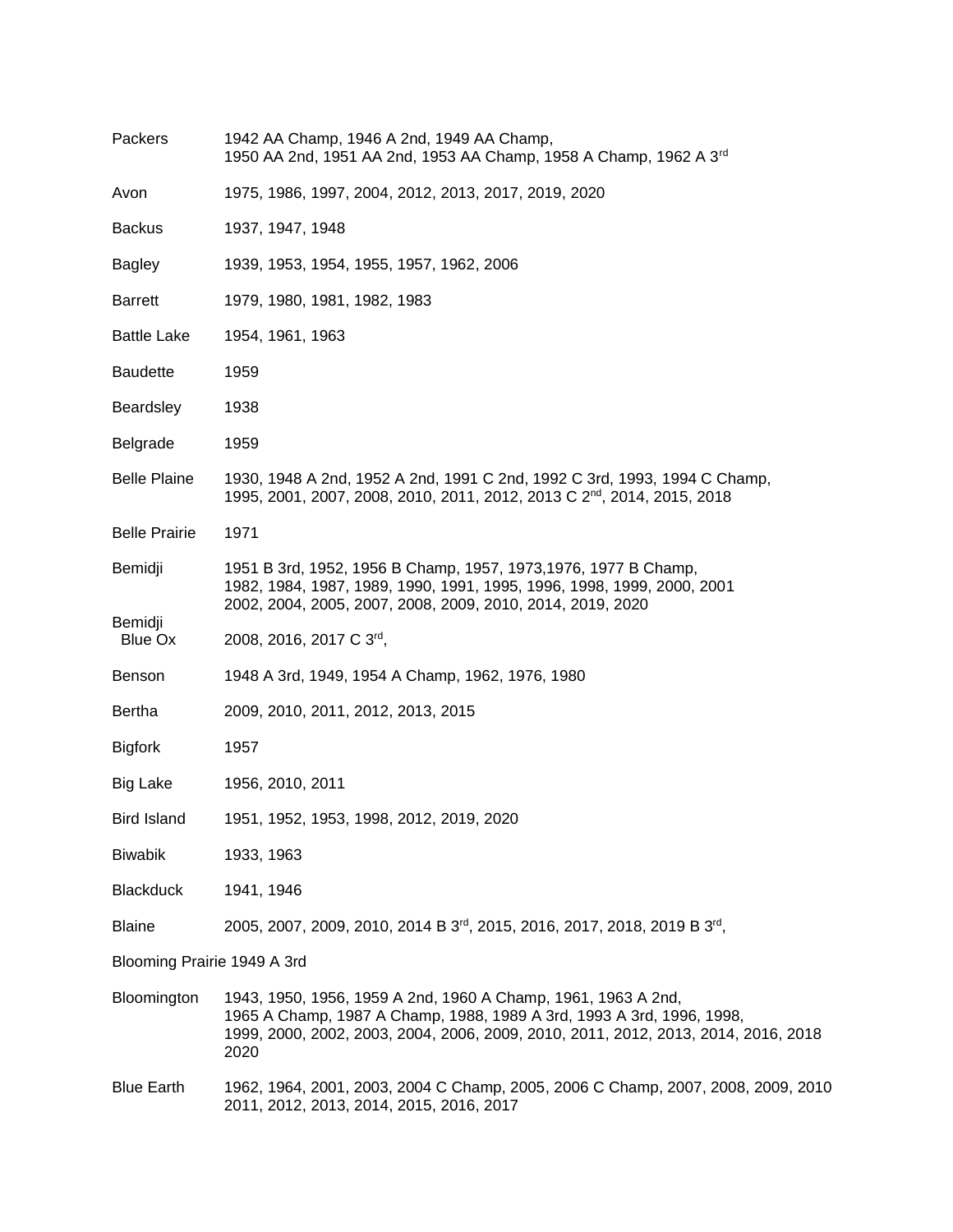| | |
|---|---|
| Packers | 1942 AA Champ, 1946 A 2nd, 1949 AA Champ, 1950 AA 2nd, 1951 AA 2nd, 1953 AA Champ, 1958 A Champ, 1962 A 3rd |
| Avon | 1975, 1986, 1997, 2004, 2012, 2013, 2017, 2019, 2020 |
| Backus | 1937, 1947, 1948 |
| Bagley | 1939, 1953, 1954, 1955, 1957, 1962, 2006 |
| Barrett | 1979, 1980, 1981, 1982, 1983 |
| Battle Lake | 1954, 1961, 1963 |
| Baudette | 1959 |
| Beardsley | 1938 |
| Belgrade | 1959 |
| Belle Plaine | 1930, 1948 A 2nd, 1952 A 2nd, 1991 C 2nd, 1992 C 3rd, 1993, 1994 C Champ, 1995, 2001, 2007, 2008, 2010, 2011, 2012, 2013 C 2nd, 2014, 2015, 2018 |
| Belle Prairie | 1971 |
| Bemidji | 1951 B 3rd, 1952, 1956 B Champ, 1957, 1973,1976, 1977 B Champ, 1982, 1984, 1987, 1989, 1990, 1991, 1995, 1996, 1998, 1999, 2000, 2001 2002, 2004, 2005, 2007, 2008, 2009, 2010, 2014, 2019, 2020 |
| Bemidji Blue Ox | 2008, 2016, 2017 C 3rd, |
| Benson | 1948 A 3rd, 1949, 1954 A Champ, 1962, 1976, 1980 |
| Bertha | 2009, 2010, 2011, 2012, 2013, 2015 |
| Bigfork | 1957 |
| Big Lake | 1956, 2010, 2011 |
| Bird Island | 1951, 1952, 1953, 1998, 2012, 2019, 2020 |
| Biwabik | 1933, 1963 |
| Blackduck | 1941, 1946 |
| Blaine | 2005, 2007, 2009, 2010, 2014 B 3rd, 2015, 2016, 2017, 2018, 2019 B 3rd, |
| Blooming Prairie | 1949 A 3rd |
| Bloomington | 1943, 1950, 1956, 1959 A 2nd, 1960 A Champ, 1961, 1963 A 2nd, 1965 A Champ, 1987 A Champ, 1988, 1989 A 3rd, 1993 A 3rd, 1996, 1998, 1999, 2000, 2002, 2003, 2004, 2006, 2009, 2010, 2011, 2012, 2013, 2014, 2016, 2018 2020 |
| Blue Earth | 1962, 1964, 2001, 2003, 2004 C Champ, 2005, 2006 C Champ, 2007, 2008, 2009, 2010 2011, 2012, 2013, 2014, 2015, 2016, 2017 |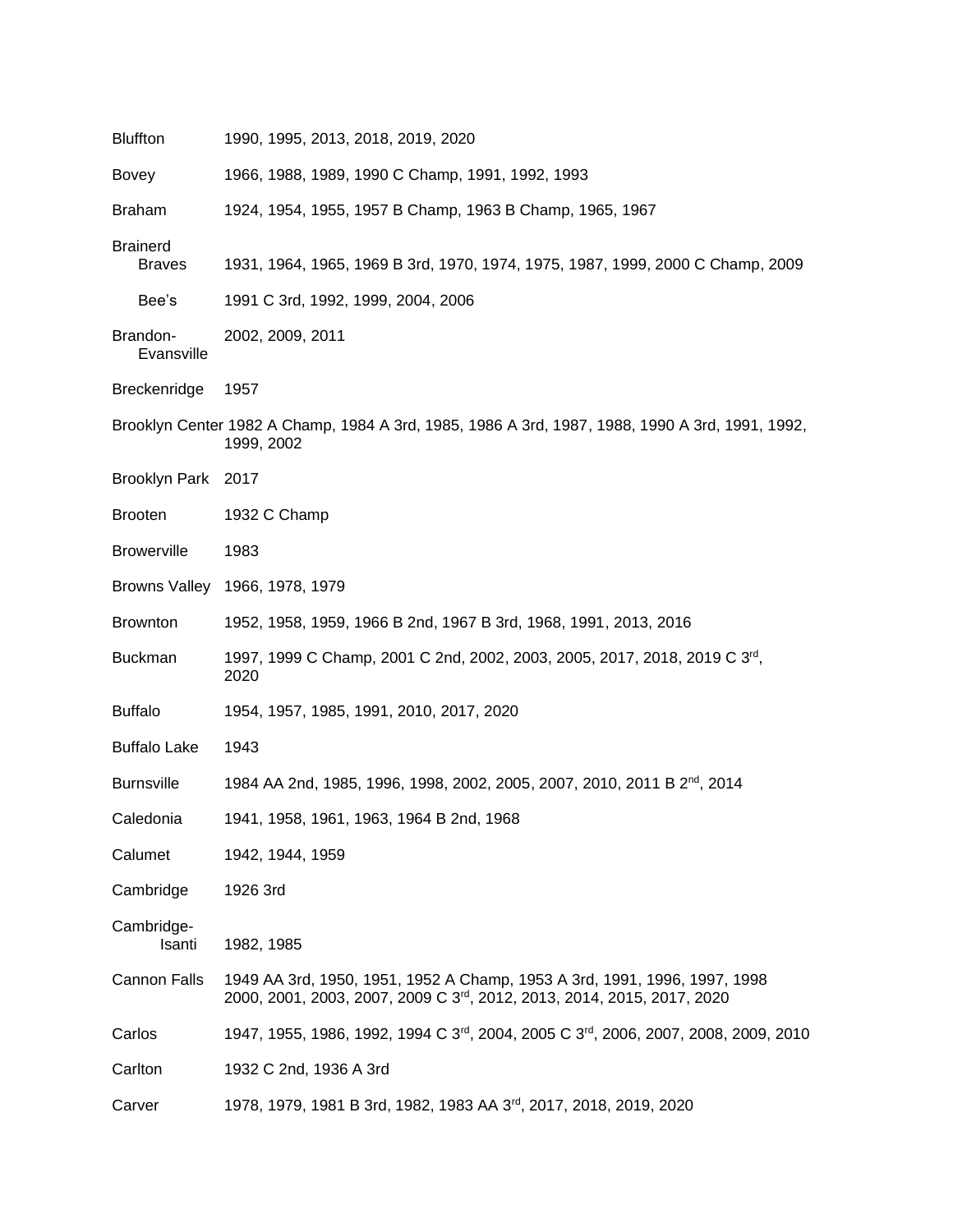Bluffton 1990, 1995, 2013, 2018, 2019, 2020

Bovey 1966, 1988, 1989, 1990 C Champ, 1991, 1992, 1993

Braham 1924, 1954, 1955, 1957 B Champ, 1963 B Champ, 1965, 1967

Brainerd
- Braves 1931, 1964, 1965, 1969 B 3rd, 1970, 1974, 1975, 1987, 1999, 2000 C Champ, 2009
- Bee's 1991 C 3rd, 1992, 1999, 2004, 2006

Brandon-Evansville 2002, 2009, 2011

Breckenridge 1957

Brooklyn Center 1982 A Champ, 1984 A 3rd, 1985, 1986 A 3rd, 1987, 1988, 1990 A 3rd, 1991, 1992, 1999, 2002

Brooklyn Park 2017

Brooten 1932 C Champ

Browerville 1983

Browns Valley 1966, 1978, 1979

Brownton 1952, 1958, 1959, 1966 B 2nd, 1967 B 3rd, 1968, 1991, 2013, 2016

Buckman 1997, 1999 C Champ, 2001 C 2nd, 2002, 2003, 2005, 2017, 2018, 2019 C 3rd, 2020

Buffalo 1954, 1957, 1985, 1991, 2010, 2017, 2020

Buffalo Lake 1943

Burnsville 1984 AA 2nd, 1985, 1996, 1998, 2002, 2005, 2007, 2010, 2011 B 2nd, 2014

Caledonia 1941, 1958, 1961, 1963, 1964 B 2nd, 1968

Calumet 1942, 1944, 1959

Cambridge 1926 3rd

Cambridge-Isanti 1982, 1985

Cannon Falls 1949 AA 3rd, 1950, 1951, 1952 A Champ, 1953 A 3rd, 1991, 1996, 1997, 1998 2000, 2001, 2003, 2007, 2009 C 3rd, 2012, 2013, 2014, 2015, 2017, 2020

Carlos 1947, 1955, 1986, 1992, 1994 C 3rd, 2004, 2005 C 3rd, 2006, 2007, 2008, 2009, 2010

Carlton 1932 C 2nd, 1936 A 3rd

Carver 1978, 1979, 1981 B 3rd, 1982, 1983 AA 3rd, 2017, 2018, 2019, 2020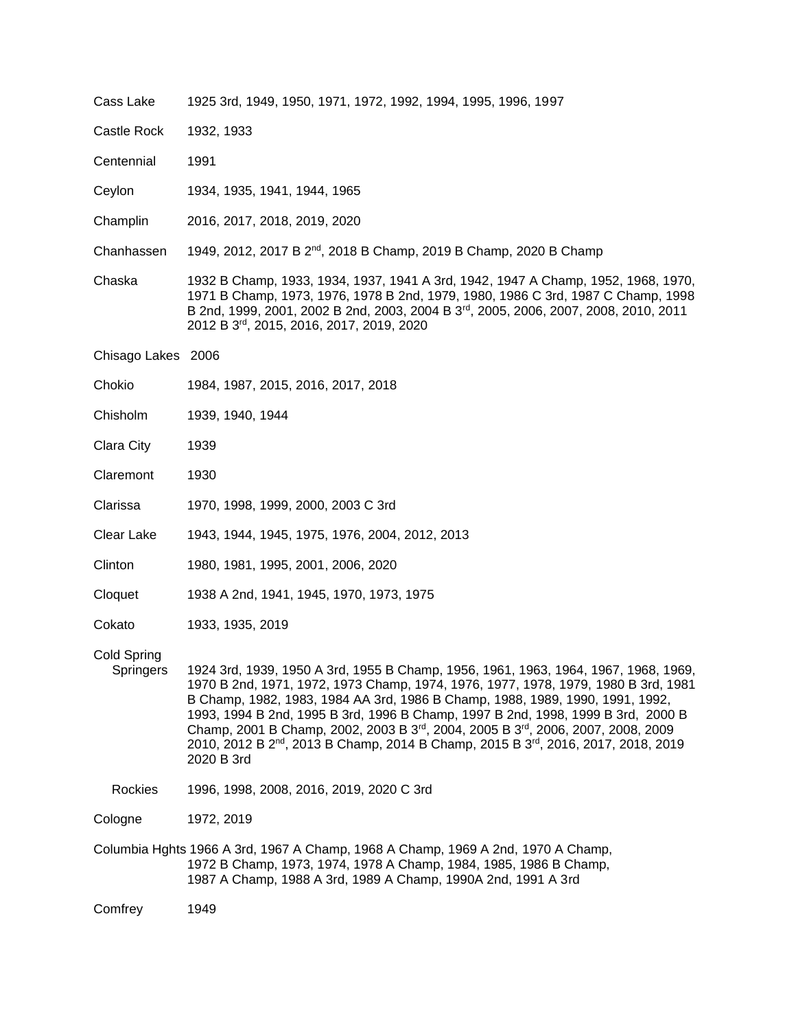Cass Lake 1925 3rd, 1949, 1950, 1971, 1972, 1992, 1994, 1995, 1996, 1997

Castle Rock 1932, 1933

Centennial 1991

Ceylon 1934, 1935, 1941, 1944, 1965

Champlin 2016, 2017, 2018, 2019, 2020

Chanhassen 1949, 2012, 2017 B 2nd, 2018 B Champ, 2019 B Champ, 2020 B Champ

Chaska 1932 B Champ, 1933, 1934, 1937, 1941 A 3rd, 1942, 1947 A Champ, 1952, 1968, 1970, 1971 B Champ, 1973, 1976, 1978 B 2nd, 1979, 1980, 1986 C 3rd, 1987 C Champ, 1998 B 2nd, 1999, 2001, 2002 B 2nd, 2003, 2004 B 3rd, 2005, 2006, 2007, 2008, 2010, 2011 2012 B 3rd, 2015, 2016, 2017, 2019, 2020

Chisago Lakes 2006

Chokio 1984, 1987, 2015, 2016, 2017, 2018

Chisholm 1939, 1940, 1944

Clara City 1939

Claremont 1930

Clarissa 1970, 1998, 1999, 2000, 2003 C 3rd

Clear Lake 1943, 1944, 1945, 1975, 1976, 2004, 2012, 2013

Clinton 1980, 1981, 1995, 2001, 2006, 2020

Cloquet 1938 A 2nd, 1941, 1945, 1970, 1973, 1975

Cokato 1933, 1935, 2019

Cold Spring
Springers 1924 3rd, 1939, 1950 A 3rd, 1955 B Champ, 1956, 1961, 1963, 1964, 1967, 1968, 1969, 1970 B 2nd, 1971, 1972, 1973 Champ, 1974, 1976, 1977, 1978, 1979, 1980 B 3rd, 1981 B Champ, 1982, 1983, 1984 AA 3rd, 1986 B Champ, 1988, 1989, 1990, 1991, 1992, 1993, 1994 B 2nd, 1995 B 3rd, 1996 B Champ, 1997 B 2nd, 1998, 1999 B 3rd, 2000 B Champ, 2001 B Champ, 2002, 2003 B 3rd, 2004, 2005 B 3rd, 2006, 2007, 2008, 2009 2010, 2012 B 2nd, 2013 B Champ, 2014 B Champ, 2015 B 3rd, 2016, 2017, 2018, 2019 2020 B 3rd

Rockies 1996, 1998, 2008, 2016, 2019, 2020 C 3rd

Cologne 1972, 2019

Columbia Hghts 1966 A 3rd, 1967 A Champ, 1968 A Champ, 1969 A 2nd, 1970 A Champ, 1972 B Champ, 1973, 1974, 1978 A Champ, 1984, 1985, 1986 B Champ, 1987 A Champ, 1988 A 3rd, 1989 A Champ, 1990A 2nd, 1991 A 3rd

Comfrey 1949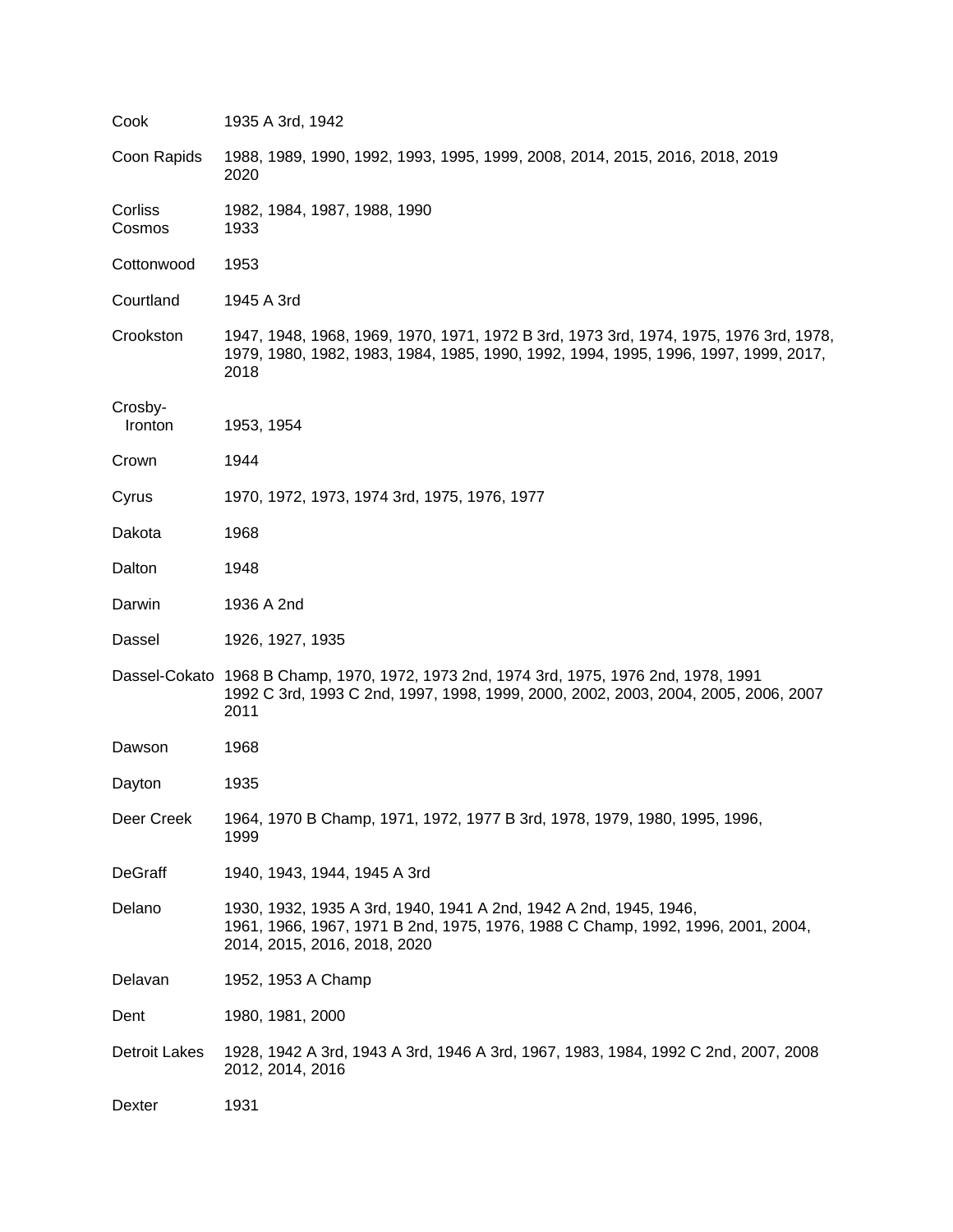| | |
|---|---|
| Cook | 1935 A 3rd, 1942 |
| Coon Rapids | 1988, 1989, 1990, 1992, 1993, 1995, 1999, 2008, 2014, 2015, 2016, 2018, 2019 2020 |
| Corliss | 1982, 1984, 1987, 1988, 1990 |
| Cosmos | 1933 |
| Cottonwood | 1953 |
| Courtland | 1945 A 3rd |
| Crookston | 1947, 1948, 1968, 1969, 1970, 1971, 1972 B 3rd, 1973 3rd, 1974, 1975, 1976 3rd, 1978, 1979, 1980, 1982, 1983, 1984, 1985, 1990, 1992, 1994, 1995, 1996, 1997, 1999, 2017, 2018 |
| Crosby-Ironton | 1953, 1954 |
| Crown | 1944 |
| Cyrus | 1970, 1972, 1973, 1974 3rd, 1975, 1976, 1977 |
| Dakota | 1968 |
| Dalton | 1948 |
| Darwin | 1936 A 2nd |
| Dassel | 1926, 1927, 1935 |
| Dassel-Cokato | 1968 B Champ, 1970, 1972, 1973 2nd, 1974 3rd, 1975, 1976 2nd, 1978, 1991 1992 C 3rd, 1993 C 2nd, 1997, 1998, 1999, 2000, 2002, 2003, 2004, 2005, 2006, 2007 2011 |
| Dawson | 1968 |
| Dayton | 1935 |
| Deer Creek | 1964, 1970 B Champ, 1971, 1972, 1977 B 3rd, 1978, 1979, 1980, 1995, 1996, 1999 |
| DeGraff | 1940, 1943, 1944, 1945 A 3rd |
| Delano | 1930, 1932, 1935 A 3rd, 1940, 1941 A 2nd, 1942 A 2nd, 1945, 1946, 1961, 1966, 1967, 1971 B 2nd, 1975, 1976, 1988 C Champ, 1992, 1996, 2001, 2004, 2014, 2015, 2016, 2018, 2020 |
| Delavan | 1952, 1953 A Champ |
| Dent | 1980, 1981, 2000 |
| Detroit Lakes | 1928, 1942 A 3rd, 1943 A 3rd, 1946 A 3rd, 1967, 1983, 1984, 1992 C 2nd, 2007, 2008 2012, 2014, 2016 |
| Dexter | 1931 |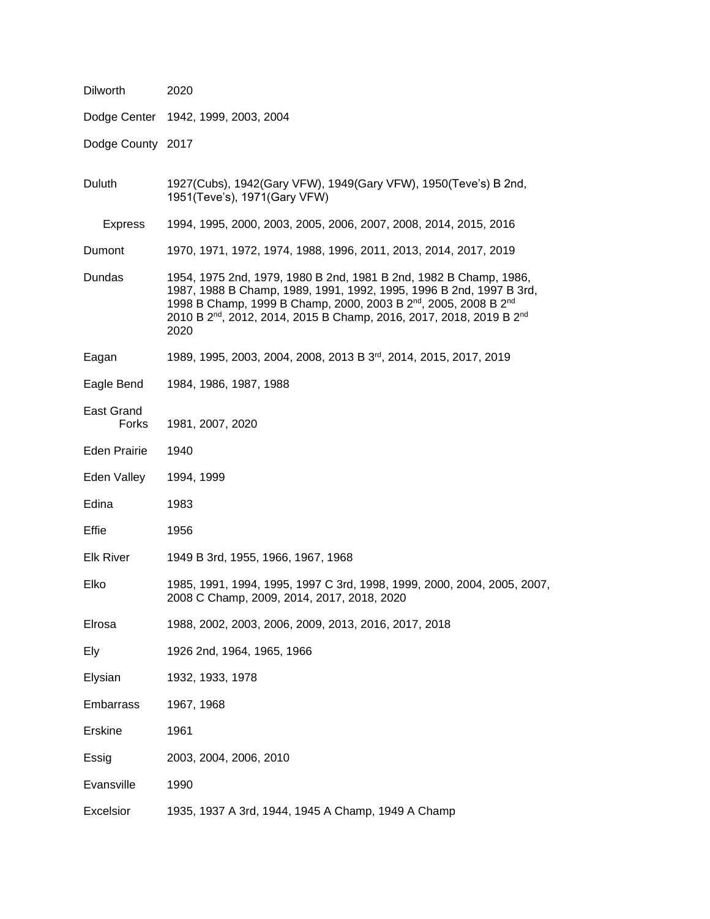| | |
|---|---|
| Dilworth | 2020 |
| Dodge Center | 1942, 1999, 2003, 2004 |
| Dodge County | 2017 |
| Duluth | 1927(Cubs), 1942(Gary VFW), 1949(Gary VFW), 1950(Teve's) B 2nd, 1951(Teve's), 1971(Gary VFW) |
| Express | 1994, 1995, 2000, 2003, 2005, 2006, 2007, 2008, 2014, 2015, 2016 |
| Dumont | 1970, 1971, 1972, 1974, 1988, 1996, 2011, 2013, 2014, 2017, 2019 |
| Dundas | 1954, 1975 2nd, 1979, 1980 B 2nd, 1981 B 2nd, 1982 B Champ, 1986, 1987, 1988 B Champ, 1989, 1991, 1992, 1995, 1996 B 2nd, 1997 B 3rd, 1998 B Champ, 1999 B Champ, 2000, 2003 B 2nd, 2005, 2008 B 2nd 2010 B 2nd, 2012, 2014, 2015 B Champ, 2016, 2017, 2018, 2019 B 2nd 2020 |
| Eagan | 1989, 1995, 2003, 2004, 2008, 2013 B 3rd, 2014, 2015, 2017, 2019 |
| Eagle Bend | 1984, 1986, 1987, 1988 |
| East Grand Forks | 1981, 2007, 2020 |
| Eden Prairie | 1940 |
| Eden Valley | 1994, 1999 |
| Edina | 1983 |
| Effie | 1956 |
| Elk River | 1949 B 3rd, 1955, 1966, 1967, 1968 |
| Elko | 1985, 1991, 1994, 1995, 1997 C 3rd, 1998, 1999, 2000, 2004, 2005, 2007, 2008 C Champ, 2009, 2014, 2017, 2018, 2020 |
| Elrosa | 1988, 2002, 2003, 2006, 2009, 2013, 2016, 2017, 2018 |
| Ely | 1926 2nd, 1964, 1965, 1966 |
| Elysian | 1932, 1933, 1978 |
| Embarrass | 1967, 1968 |
| Erskine | 1961 |
| Essig | 2003, 2004, 2006, 2010 |
| Evansville | 1990 |
| Excelsior | 1935, 1937 A 3rd, 1944, 1945 A Champ, 1949 A Champ |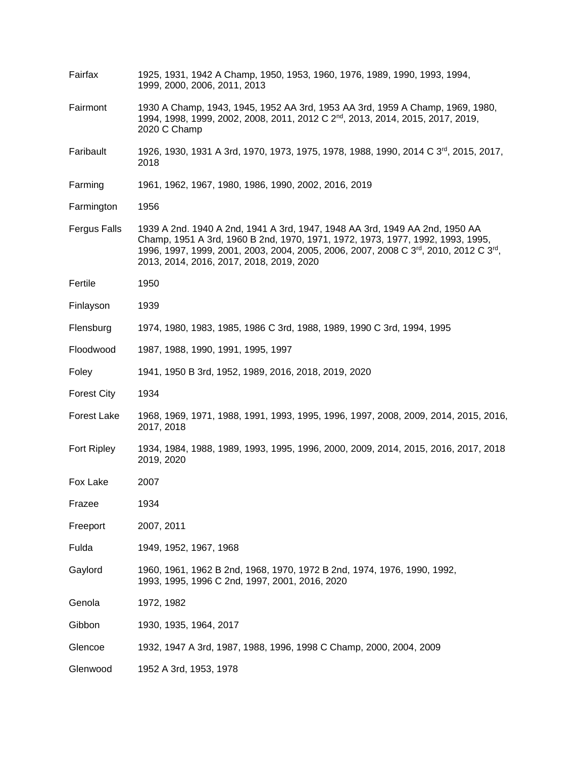| | |
|---|---|
| Fairfax | 1925, 1931, 1942 A Champ, 1950, 1953, 1960, 1976, 1989, 1990, 1993, 1994, 1999, 2000, 2006, 2011, 2013 |
| Fairmont | 1930 A Champ, 1943, 1945, 1952 AA 3rd, 1953 AA 3rd, 1959 A Champ, 1969, 1980, 1994, 1998, 1999, 2002, 2008, 2011, 2012 C 2nd, 2013, 2014, 2015, 2017, 2019, 2020 C Champ |
| Faribault | 1926, 1930, 1931 A 3rd, 1970, 1973, 1975, 1978, 1988, 1990, 2014 C 3rd, 2015, 2017, 2018 |
| Farming | 1961, 1962, 1967, 1980, 1986, 1990, 2002, 2016, 2019 |
| Farmington | 1956 |
| Fergus Falls | 1939 A 2nd. 1940 A 2nd, 1941 A 3rd, 1947, 1948 AA 3rd, 1949 AA 2nd, 1950 AA Champ, 1951 A 3rd, 1960 B 2nd, 1970, 1971, 1972, 1973, 1977, 1992, 1993, 1995, 1996, 1997, 1999, 2001, 2003, 2004, 2005, 2006, 2007, 2008 C 3rd, 2010, 2012 C 3rd, 2013, 2014, 2016, 2017, 2018, 2019, 2020 |
| Fertile | 1950 |
| Finlayson | 1939 |
| Flensburg | 1974, 1980, 1983, 1985, 1986 C 3rd, 1988, 1989, 1990 C 3rd, 1994, 1995 |
| Floodwood | 1987, 1988, 1990, 1991, 1995, 1997 |
| Foley | 1941, 1950 B 3rd, 1952, 1989, 2016, 2018, 2019, 2020 |
| Forest City | 1934 |
| Forest Lake | 1968, 1969, 1971, 1988, 1991, 1993, 1995, 1996, 1997, 2008, 2009, 2014, 2015, 2016, 2017, 2018 |
| Fort Ripley | 1934, 1984, 1988, 1989, 1993, 1995, 1996, 2000, 2009, 2014, 2015, 2016, 2017, 2018 2019, 2020 |
| Fox Lake | 2007 |
| Frazee | 1934 |
| Freeport | 2007, 2011 |
| Fulda | 1949, 1952, 1967, 1968 |
| Gaylord | 1960, 1961, 1962 B 2nd, 1968, 1970, 1972 B 2nd, 1974, 1976, 1990, 1992, 1993, 1995, 1996 C 2nd, 1997, 2001, 2016, 2020 |
| Genola | 1972, 1982 |
| Gibbon | 1930, 1935, 1964, 2017 |
| Glencoe | 1932, 1947 A 3rd, 1987, 1988, 1996, 1998 C Champ, 2000, 2004, 2009 |
| Glenwood | 1952 A 3rd, 1953, 1978 |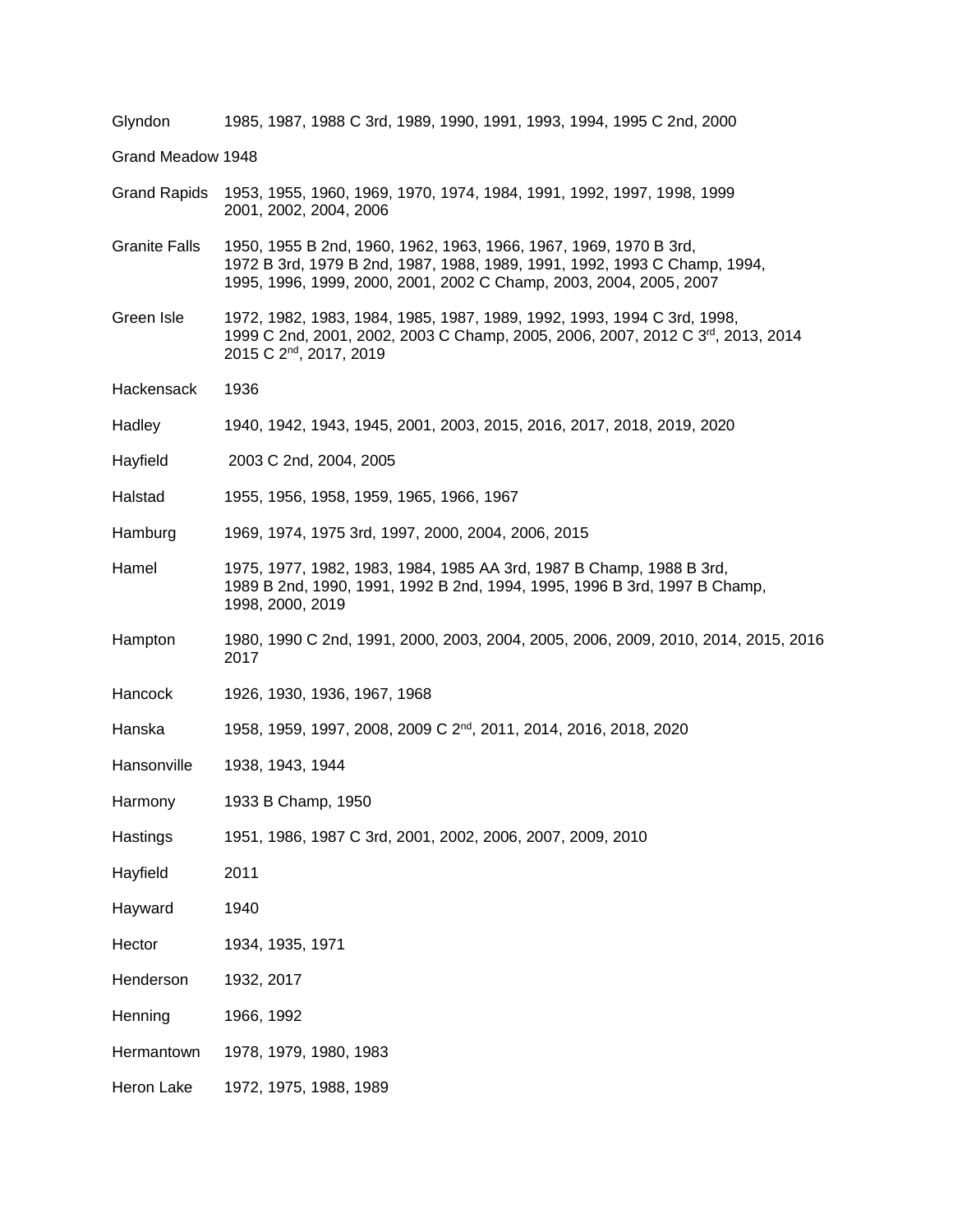| | |
|---|---|
| Glyndon | 1985, 1987, 1988 C 3rd, 1989, 1990, 1991, 1993, 1994, 1995 C 2nd, 2000 |
| Grand Meadow | 1948 |
| Grand Rapids | 1953, 1955, 1960, 1969, 1970, 1974, 1984, 1991, 1992, 1997, 1998, 1999 2001, 2002, 2004, 2006 |
| Granite Falls | 1950, 1955 B 2nd, 1960, 1962, 1963, 1966, 1967, 1969, 1970 B 3rd, 1972 B 3rd, 1979 B 2nd, 1987, 1988, 1989, 1991, 1992, 1993 C Champ, 1994, 1995, 1996, 1999, 2000, 2001, 2002 C Champ, 2003, 2004, 2005, 2007 |
| Green Isle | 1972, 1982, 1983, 1984, 1985, 1987, 1989, 1992, 1993, 1994 C 3rd, 1998, 1999 C 2nd, 2001, 2002, 2003 C Champ, 2005, 2006, 2007, 2012 C 3rd, 2013, 2014 2015 C 2nd, 2017, 2019 |
| Hackensack | 1936 |
| Hadley | 1940, 1942, 1943, 1945, 2001, 2003, 2015, 2016, 2017, 2018, 2019, 2020 |
| Hayfield | 2003 C 2nd, 2004, 2005 |
| Halstad | 1955, 1956, 1958, 1959, 1965, 1966, 1967 |
| Hamburg | 1969, 1974, 1975 3rd, 1997, 2000, 2004, 2006, 2015 |
| Hamel | 1975, 1977, 1982, 1983, 1984, 1985 AA 3rd, 1987 B Champ, 1988 B 3rd, 1989 B 2nd, 1990, 1991, 1992 B 2nd, 1994, 1995, 1996 B 3rd, 1997 B Champ, 1998, 2000, 2019 |
| Hampton | 1980, 1990 C 2nd, 1991, 2000, 2003, 2004, 2005, 2006, 2009, 2010, 2014, 2015, 2016 2017 |
| Hancock | 1926, 1930, 1936, 1967, 1968 |
| Hanska | 1958, 1959, 1997, 2008, 2009 C 2nd, 2011, 2014, 2016, 2018, 2020 |
| Hansonville | 1938, 1943, 1944 |
| Harmony | 1933 B Champ, 1950 |
| Hastings | 1951, 1986, 1987 C 3rd, 2001, 2002, 2006, 2007, 2009, 2010 |
| Hayfield | 2011 |
| Hayward | 1940 |
| Hector | 1934, 1935, 1971 |
| Henderson | 1932, 2017 |
| Henning | 1966, 1992 |
| Hermantown | 1978, 1979, 1980, 1983 |
| Heron Lake | 1972, 1975, 1988, 1989 |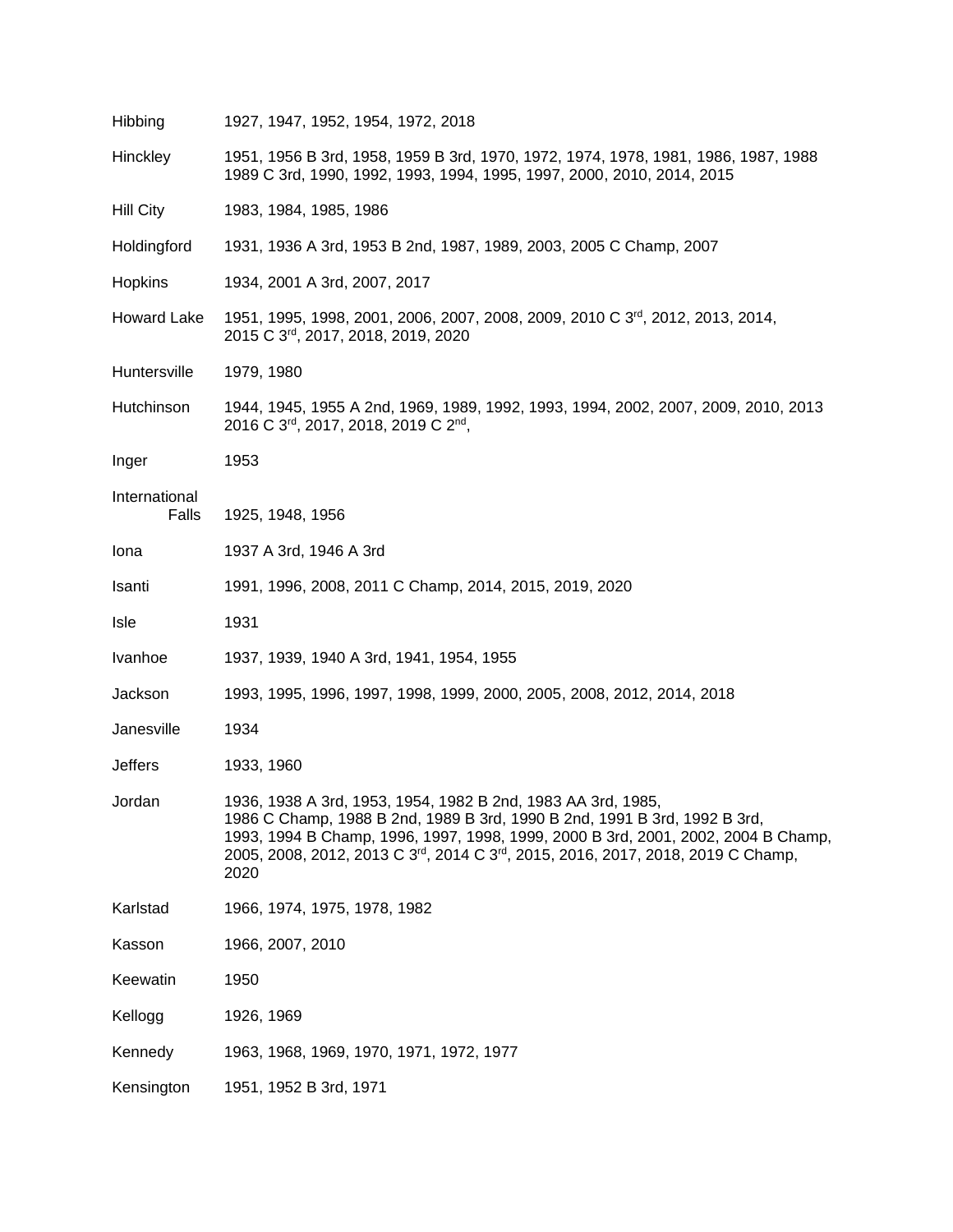| | |
|---|---|
| Hibbing | 1927, 1947, 1952, 1954, 1972, 2018 |
| Hinckley | 1951, 1956 B 3rd, 1958, 1959 B 3rd, 1970, 1972, 1974, 1978, 1981, 1986, 1987, 1988 1989 C 3rd, 1990, 1992, 1993, 1994, 1995, 1997, 2000, 2010, 2014, 2015 |
| Hill City | 1983, 1984, 1985, 1986 |
| Holdingford | 1931, 1936 A 3rd, 1953 B 2nd, 1987, 1989, 2003, 2005 C Champ, 2007 |
| Hopkins | 1934, 2001 A 3rd, 2007, 2017 |
| Howard Lake | 1951, 1995, 1998, 2001, 2006, 2007, 2008, 2009, 2010 C 3rd, 2012, 2013, 2014, 2015 C 3rd, 2017, 2018, 2019, 2020 |
| Huntersville | 1979, 1980 |
| Hutchinson | 1944, 1945, 1955 A 2nd, 1969, 1989, 1992, 1993, 1994, 2002, 2007, 2009, 2010, 2013 2016 C 3rd, 2017, 2018, 2019 C 2nd, |
| Inger | 1953 |
| International Falls | 1925, 1948, 1956 |
| Iona | 1937 A 3rd, 1946 A 3rd |
| Isanti | 1991, 1996, 2008, 2011 C Champ, 2014, 2015, 2019, 2020 |
| Isle | 1931 |
| Ivanhoe | 1937, 1939, 1940 A 3rd, 1941, 1954, 1955 |
| Jackson | 1993, 1995, 1996, 1997, 1998, 1999, 2000, 2005, 2008, 2012, 2014, 2018 |
| Janesville | 1934 |
| Jeffers | 1933, 1960 |
| Jordan | 1936, 1938 A 3rd, 1953, 1954, 1982 B 2nd, 1983 AA 3rd, 1985, 1986 C Champ, 1988 B 2nd, 1989 B 3rd, 1990 B 2nd, 1991 B 3rd, 1992 B 3rd, 1993, 1994 B Champ, 1996, 1997, 1998, 1999, 2000 B 3rd, 2001, 2002, 2004 B Champ, 2005, 2008, 2012, 2013 C 3rd, 2014 C 3rd, 2015, 2016, 2017, 2018, 2019 C Champ, 2020 |
| Karlstad | 1966, 1974, 1975, 1978, 1982 |
| Kasson | 1966, 2007, 2010 |
| Keewatin | 1950 |
| Kellogg | 1926, 1969 |
| Kennedy | 1963, 1968, 1969, 1970, 1971, 1972, 1977 |
| Kensington | 1951, 1952 B 3rd, 1971 |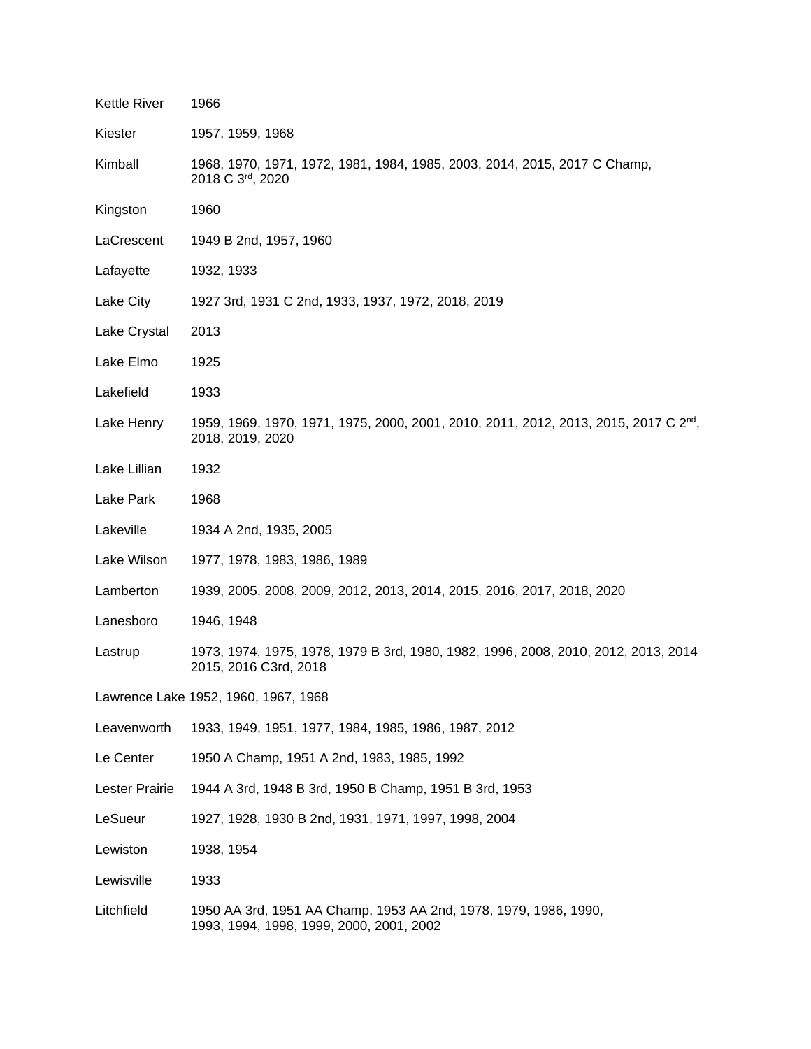| | |
|---|---|
| Kettle River | 1966 |
| Kiester | 1957, 1959, 1968 |
| Kimball | 1968, 1970, 1971, 1972, 1981, 1984, 1985, 2003, 2014, 2015, 2017 C Champ, 2018 C 3rd, 2020 |
| Kingston | 1960 |
| LaCrescent | 1949 B 2nd, 1957, 1960 |
| Lafayette | 1932, 1933 |
| Lake City | 1927 3rd, 1931 C 2nd, 1933, 1937, 1972, 2018, 2019 |
| Lake Crystal | 2013 |
| Lake Elmo | 1925 |
| Lakefield | 1933 |
| Lake Henry | 1959, 1969, 1970, 1971, 1975, 2000, 2001, 2010, 2011, 2012, 2013, 2015, 2017 C 2nd, 2018, 2019, 2020 |
| Lake Lillian | 1932 |
| Lake Park | 1968 |
| Lakeville | 1934 A 2nd, 1935, 2005 |
| Lake Wilson | 1977, 1978, 1983, 1986, 1989 |
| Lamberton | 1939, 2005, 2008, 2009, 2012, 2013, 2014, 2015, 2016, 2017, 2018, 2020 |
| Lanesboro | 1946, 1948 |
| Lastrup | 1973, 1974, 1975, 1978, 1979 B 3rd, 1980, 1982, 1996, 2008, 2010, 2012, 2013, 2014 2015, 2016 C3rd, 2018 |
| Lawrence Lake | 1952, 1960, 1967, 1968 |
| Leavenworth | 1933, 1949, 1951, 1977, 1984, 1985, 1986, 1987, 2012 |
| Le Center | 1950 A Champ, 1951 A 2nd, 1983, 1985, 1992 |
| Lester Prairie | 1944 A 3rd, 1948 B 3rd, 1950 B Champ, 1951 B 3rd, 1953 |
| LeSueur | 1927, 1928, 1930 B 2nd, 1931, 1971, 1997, 1998, 2004 |
| Lewiston | 1938, 1954 |
| Lewisville | 1933 |
| Litchfield | 1950 AA 3rd, 1951 AA Champ, 1953 AA 2nd, 1978, 1979, 1986, 1990, 1993, 1994, 1998, 1999, 2000, 2001, 2002 |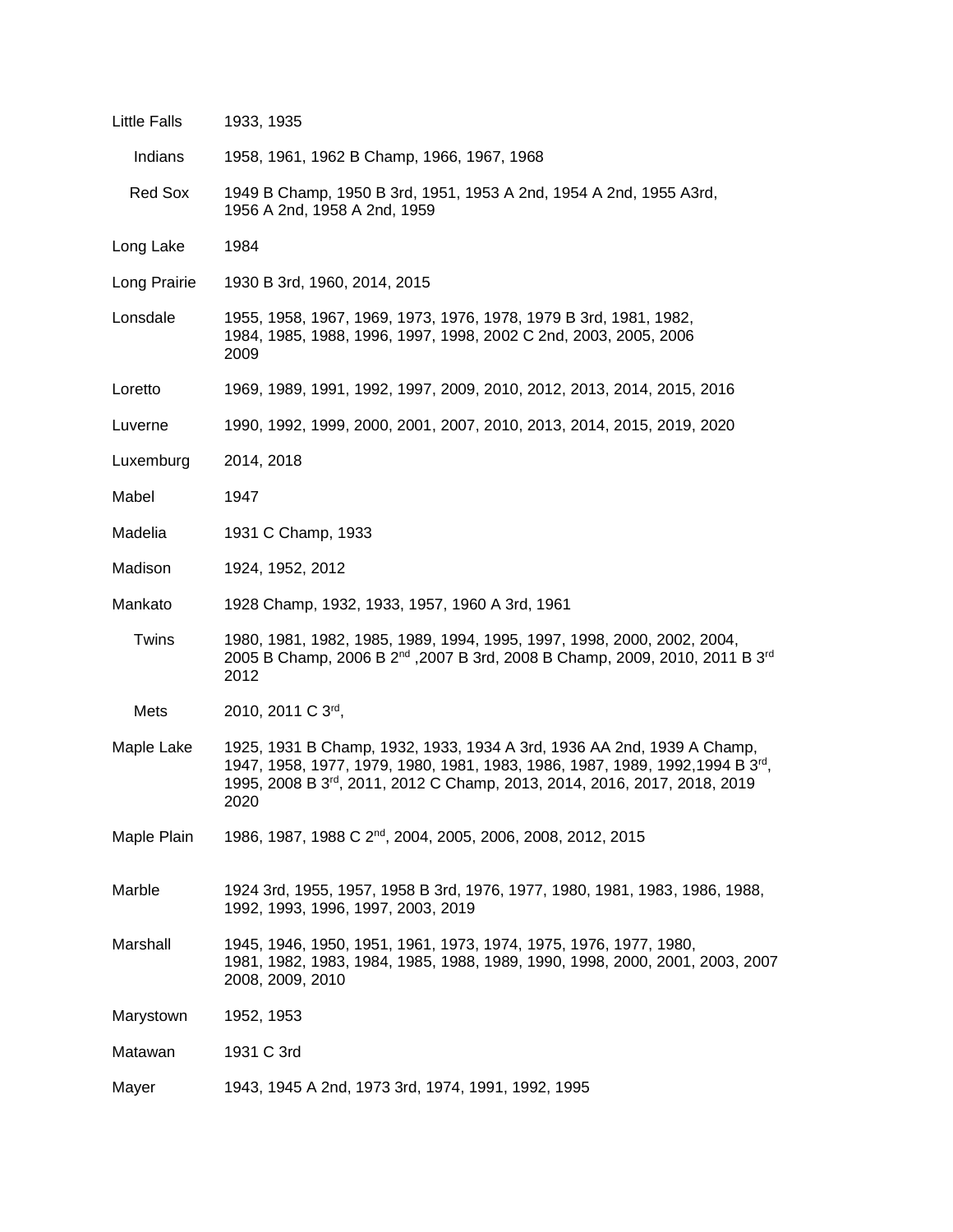| | |
|---|---|
| Little Falls | 1933, 1935 |
| Indians | 1958, 1961, 1962 B Champ, 1966, 1967, 1968 |
| Red Sox | 1949 B Champ, 1950 B 3rd, 1951, 1953 A 2nd, 1954 A 2nd, 1955 A3rd, 1956 A 2nd, 1958 A 2nd, 1959 |
| Long Lake | 1984 |
| Long Prairie | 1930 B 3rd, 1960, 2014, 2015 |
| Lonsdale | 1955, 1958, 1967, 1969, 1973, 1976, 1978, 1979 B 3rd, 1981, 1982, 1984, 1985, 1988, 1996, 1997, 1998, 2002 C 2nd, 2003, 2005, 2006 2009 |
| Loretto | 1969, 1989, 1991, 1992, 1997, 2009, 2010, 2012, 2013, 2014, 2015, 2016 |
| Luverne | 1990, 1992, 1999, 2000, 2001, 2007, 2010, 2013, 2014, 2015, 2019, 2020 |
| Luxemburg | 2014, 2018 |
| Mabel | 1947 |
| Madelia | 1931 C Champ, 1933 |
| Madison | 1924, 1952, 2012 |
| Mankato | 1928 Champ, 1932, 1933, 1957, 1960 A 3rd, 1961 |
| Twins | 1980, 1981, 1982, 1985, 1989, 1994, 1995, 1997, 1998, 2000, 2002, 2004, 2005 B Champ, 2006 B 2nd ,2007 B 3rd, 2008 B Champ, 2009, 2010, 2011 B 3rd 2012 |
| Mets | 2010, 2011 C 3rd, |
| Maple Lake | 1925, 1931 B Champ, 1932, 1933, 1934 A 3rd, 1936 AA 2nd, 1939 A Champ, 1947, 1958, 1977, 1979, 1980, 1981, 1983, 1986, 1987, 1989, 1992,1994 B 3rd, 1995, 2008 B 3rd, 2011, 2012 C Champ, 2013, 2014, 2016, 2017, 2018, 2019 2020 |
| Maple Plain | 1986, 1987, 1988 C 2nd, 2004, 2005, 2006, 2008, 2012, 2015 |
| Marble | 1924 3rd, 1955, 1957, 1958 B 3rd, 1976, 1977, 1980, 1981, 1983, 1986, 1988, 1992, 1993, 1996, 1997, 2003, 2019 |
| Marshall | 1945, 1946, 1950, 1951, 1961, 1973, 1974, 1975, 1976, 1977, 1980, 1981, 1982, 1983, 1984, 1985, 1988, 1989, 1990, 1998, 2000, 2001, 2003, 2007 2008, 2009, 2010 |
| Marystown | 1952, 1953 |
| Matawan | 1931 C 3rd |
| Mayer | 1943, 1945 A 2nd, 1973 3rd, 1974, 1991, 1992, 1995 |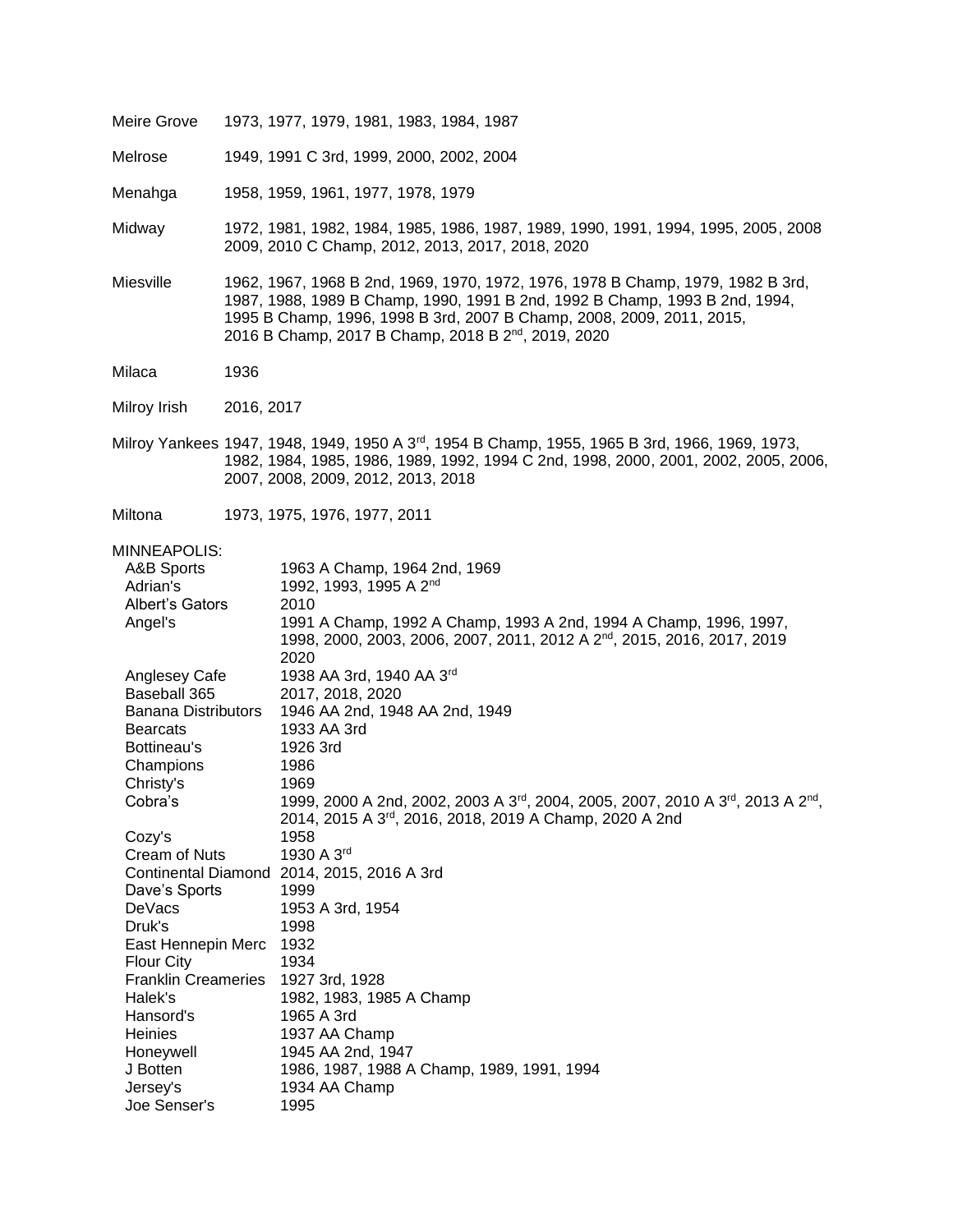Meire Grove 1973, 1977, 1979, 1981, 1983, 1984, 1987

Melrose 1949, 1991 C 3rd, 1999, 2000, 2002, 2004

Menahga 1958, 1959, 1961, 1977, 1978, 1979

Midway 1972, 1981, 1982, 1984, 1985, 1986, 1987, 1989, 1990, 1991, 1994, 1995, 2005, 2008 2009, 2010 C Champ, 2012, 2013, 2017, 2018, 2020

Miesville 1962, 1967, 1968 B 2nd, 1969, 1970, 1972, 1976, 1978 B Champ, 1979, 1982 B 3rd, 1987, 1988, 1989 B Champ, 1990, 1991 B 2nd, 1992 B Champ, 1993 B 2nd, 1994, 1995 B Champ, 1996, 1998 B 3rd, 2007 B Champ, 2008, 2009, 2011, 2015, 2016 B Champ, 2017 B Champ, 2018 B 2nd, 2019, 2020

Milaca 1936

Milroy Irish 2016, 2017

Milroy Yankees 1947, 1948, 1949, 1950 A 3rd, 1954 B Champ, 1955, 1965 B 3rd, 1966, 1969, 1973, 1982, 1984, 1985, 1986, 1989, 1992, 1994 C 2nd, 1998, 2000, 2001, 2002, 2005, 2006, 2007, 2008, 2009, 2012, 2013, 2018

Miltona 1973, 1975, 1976, 1977, 2011

MINNEAPOLIS:

| | |
|---|---|
| A&B Sports | 1963 A Champ, 1964 2nd, 1969 |
| Adrian's | 1992, 1993, 1995 A 2nd |
| Albert's Gators | 2010 |
| Angel's | 1991 A Champ, 1992 A Champ, 1993 A 2nd, 1994 A Champ, 1996, 1997, 1998, 2000, 2003, 2006, 2007, 2011, 2012 A 2nd, 2015, 2016, 2017, 2019 2020 |
| Anglesey Cafe | 1938 AA 3rd, 1940 AA 3rd |
| Baseball 365 | 2017, 2018, 2020 |
| Banana Distributors | 1946 AA 2nd, 1948 AA 2nd, 1949 |
| Bearcats | 1933 AA 3rd |
| Bottineau's | 1926 3rd |
| Champions | 1986 |
| Christy's | 1969 |
| Cobra's | 1999, 2000 A 2nd, 2002, 2003 A 3rd, 2004, 2005, 2007, 2010 A 3rd, 2013 A 2nd, 2014, 2015 A 3rd, 2016, 2018, 2019 A Champ, 2020 A 2nd |
| Cozy's | 1958 |
| Cream of Nuts | 1930 A 3rd |
| Continental Diamond | 2014, 2015, 2016 A 3rd |
| Dave's Sports | 1999 |
| DeVacs | 1953 A 3rd, 1954 |
| Druk's | 1998 |
| East Hennepin Merc | 1932 |
| Flour City | 1934 |
| Franklin Creameries | 1927 3rd, 1928 |
| Halek's | 1982, 1983, 1985 A Champ |
| Hansord's | 1965 A 3rd |
| Heinies | 1937 AA Champ |
| Honeywell | 1945 AA 2nd, 1947 |
| J Botten | 1986, 1987, 1988 A Champ, 1989, 1991, 1994 |
| Jersey's | 1934 AA Champ |
| Joe Senser's | 1995 |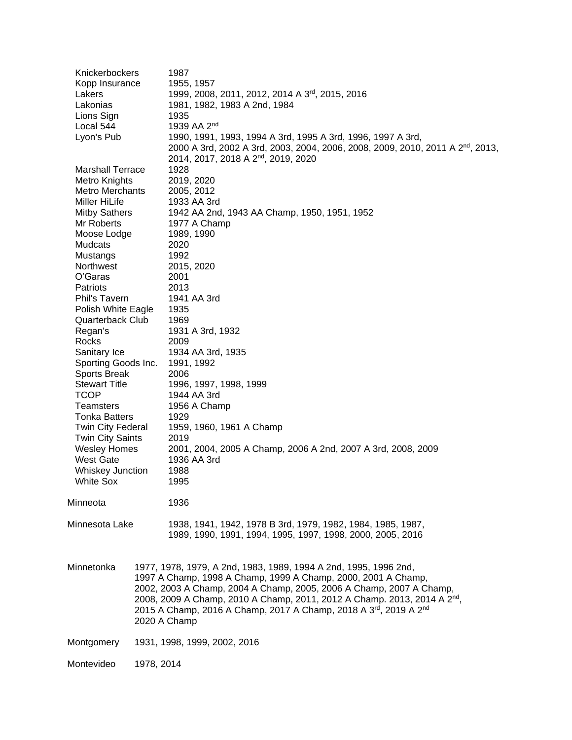| | |
|---|---|
| Knickerbockers | 1987 |
| Kopp Insurance | 1955, 1957 |
| Lakers | 1999, 2008, 2011, 2012, 2014 A 3rd, 2015, 2016 |
| Lakonias | 1981, 1982, 1983 A 2nd, 1984 |
| Lions Sign | 1935 |
| Local 544 | 1939 AA 2nd |
| Lyon's Pub | 1990, 1991, 1993, 1994 A 3rd, 1995 A 3rd, 1996, 1997 A 3rd, 2000 A 3rd, 2002 A 3rd, 2003, 2004, 2006, 2008, 2009, 2010, 2011 A 2nd, 2013, 2014, 2017, 2018 A 2nd, 2019, 2020 |
| Marshall Terrace | 1928 |
| Metro Knights | 2019, 2020 |
| Metro Merchants | 2005, 2012 |
| Miller HiLife | 1933 AA 3rd |
| Mitby Sathers | 1942 AA 2nd, 1943 AA Champ, 1950, 1951, 1952 |
| Mr Roberts | 1977 A Champ |
| Moose Lodge | 1989, 1990 |
| Mudcats | 2020 |
| Mustangs | 1992 |
| Northwest | 2015, 2020 |
| O'Garas | 2001 |
| Patriots | 2013 |
| Phil's Tavern | 1941 AA 3rd |
| Polish White Eagle | 1935 |
| Quarterback Club | 1969 |
| Regan's | 1931 A 3rd, 1932 |
| Rocks | 2009 |
| Sanitary Ice | 1934 AA 3rd, 1935 |
| Sporting Goods Inc. | 1991, 1992 |
| Sports Break | 2006 |
| Stewart Title | 1996, 1997, 1998, 1999 |
| TCOP | 1944 AA 3rd |
| Teamsters | 1956 A Champ |
| Tonka Batters | 1929 |
| Twin City Federal | 1959, 1960, 1961 A Champ |
| Twin City Saints | 2019 |
| Wesley Homes | 2001, 2004, 2005 A Champ, 2006 A 2nd, 2007 A 3rd, 2008, 2009 |
| West Gate | 1936 AA 3rd |
| Whiskey Junction | 1988 |
| White Sox | 1995 |

Minneota 1936

Minnesota Lake 1938, 1941, 1942, 1978 B 3rd, 1979, 1982, 1984, 1985, 1987, 1989, 1990, 1991, 1994, 1995, 1997, 1998, 2000, 2005, 2016

Minnetonka 1977, 1978, 1979, A 2nd, 1983, 1989, 1994 A 2nd, 1995, 1996 2nd, 1997 A Champ, 1998 A Champ, 1999 A Champ, 2000, 2001 A Champ, 2002, 2003 A Champ, 2004 A Champ, 2005, 2006 A Champ, 2007 A Champ, 2008, 2009 A Champ, 2010 A Champ, 2011, 2012 A Champ. 2013, 2014 A 2nd, 2015 A Champ, 2016 A Champ, 2017 A Champ, 2018 A 3rd, 2019 A 2nd 2020 A Champ

Montgomery 1931, 1998, 1999, 2002, 2016

Montevideo 1978, 2014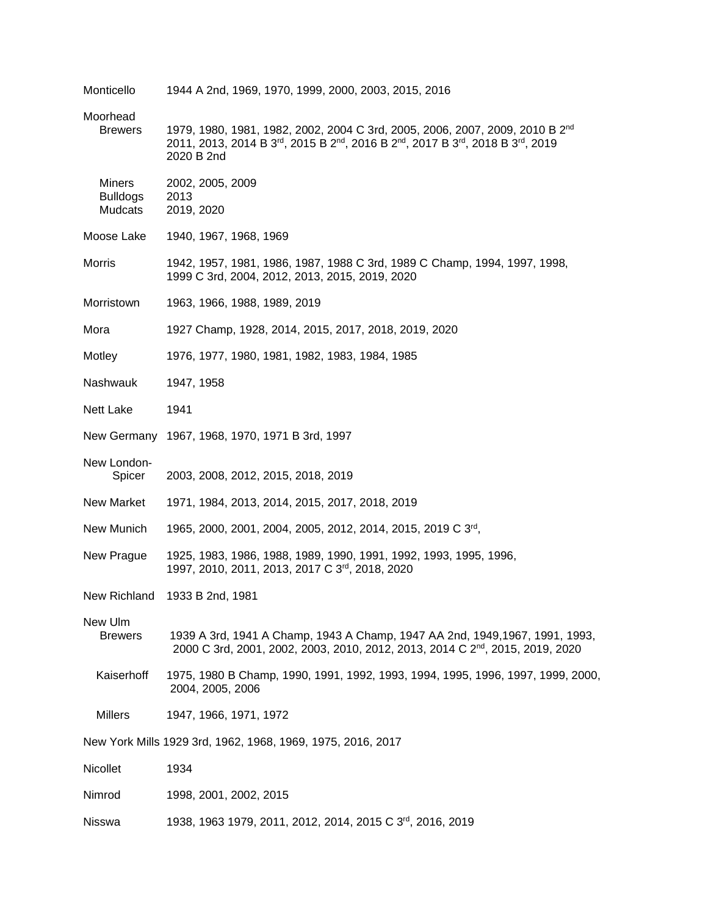Monticello 1944 A 2nd, 1969, 1970, 1999, 2000, 2003, 2015, 2016

Moorhead

Brewers 1979, 1980, 1981, 1982, 2002, 2004 C 3rd, 2005, 2006, 2007, 2009, 2010 B 2nd 2011, 2013, 2014 B 3rd, 2015 B 2nd, 2016 B 2nd, 2017 B 3rd, 2018 B 3rd, 2019 2020 B 2nd

Miners 2002, 2005, 2009

Bulldogs 2013

Mudcats 2019, 2020

Moose Lake 1940, 1967, 1968, 1969

Morris 1942, 1957, 1981, 1986, 1987, 1988 C 3rd, 1989 C Champ, 1994, 1997, 1998, 1999 C 3rd, 2004, 2012, 2013, 2015, 2019, 2020

Morristown 1963, 1966, 1988, 1989, 2019

Mora 1927 Champ, 1928, 2014, 2015, 2017, 2018, 2019, 2020

Motley 1976, 1977, 1980, 1981, 1982, 1983, 1984, 1985

Nashwauk 1947, 1958

Nett Lake 1941

New Germany 1967, 1968, 1970, 1971 B 3rd, 1997

New London-Spicer 2003, 2008, 2012, 2015, 2018, 2019

New Market 1971, 1984, 2013, 2014, 2015, 2017, 2018, 2019

New Munich 1965, 2000, 2001, 2004, 2005, 2012, 2014, 2015, 2019 C 3rd,

New Prague 1925, 1983, 1986, 1988, 1989, 1990, 1991, 1992, 1993, 1995, 1996, 1997, 2010, 2011, 2013, 2017 C 3rd, 2018, 2020

New Richland 1933 B 2nd, 1981

New Ulm

Brewers 1939 A 3rd, 1941 A Champ, 1943 A Champ, 1947 AA 2nd, 1949,1967, 1991, 1993, 2000 C 3rd, 2001, 2002, 2003, 2010, 2012, 2013, 2014 C 2nd, 2015, 2019, 2020

Kaiserhoff 1975, 1980 B Champ, 1990, 1991, 1992, 1993, 1994, 1995, 1996, 1997, 1999, 2000, 2004, 2005, 2006

Millers 1947, 1966, 1971, 1972

New York Mills 1929 3rd, 1962, 1968, 1969, 1975, 2016, 2017

Nicollet 1934

Nimrod 1998, 2001, 2002, 2015

Nisswa 1938, 1963 1979, 2011, 2012, 2014, 2015 C 3rd, 2016, 2019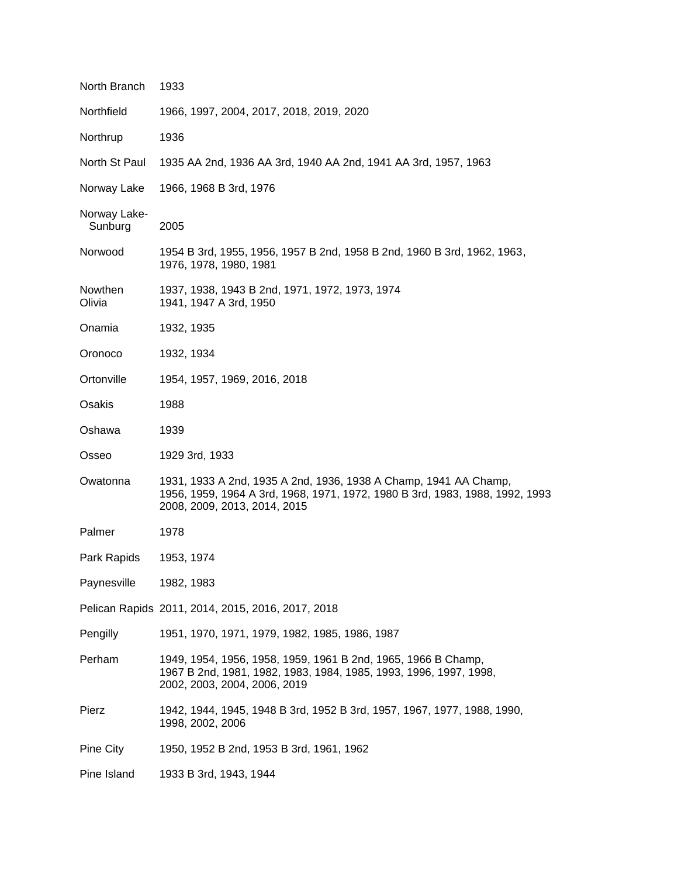| | |
|---|---|
| North Branch | 1933 |
| Northfield | 1966, 1997, 2004, 2017, 2018, 2019, 2020 |
| Northrup | 1936 |
| North St Paul | 1935 AA 2nd, 1936 AA 3rd, 1940 AA 2nd, 1941 AA 3rd, 1957, 1963 |
| Norway Lake | 1966, 1968 B 3rd, 1976 |
| Norway Lake-Sunburg | 2005 |
| Norwood | 1954 B 3rd, 1955, 1956, 1957 B 2nd, 1958 B 2nd, 1960 B 3rd, 1962, 1963, 1976, 1978, 1980, 1981 |
| Nowthen | 1937, 1938, 1943 B 2nd, 1971, 1972, 1973, 1974 |
| Olivia | 1941, 1947 A 3rd, 1950 |
| Onamia | 1932, 1935 |
| Oronoco | 1932, 1934 |
| Ortonville | 1954, 1957, 1969, 2016, 2018 |
| Osakis | 1988 |
| Oshawa | 1939 |
| Osseo | 1929 3rd, 1933 |
| Owatonna | 1931, 1933 A 2nd, 1935 A 2nd, 1936, 1938 A Champ, 1941 AA Champ, 1956, 1959, 1964 A 3rd, 1968, 1971, 1972, 1980 B 3rd, 1983, 1988, 1992, 1993 2008, 2009, 2013, 2014, 2015 |
| Palmer | 1978 |
| Park Rapids | 1953, 1974 |
| Paynesville | 1982, 1983 |
| Pelican Rapids | 2011, 2014, 2015, 2016, 2017, 2018 |
| Pengilly | 1951, 1970, 1971, 1979, 1982, 1985, 1986, 1987 |
| Perham | 1949, 1954, 1956, 1958, 1959, 1961 B 2nd, 1965, 1966 B Champ, 1967 B 2nd, 1981, 1982, 1983, 1984, 1985, 1993, 1996, 1997, 1998, 2002, 2003, 2004, 2006, 2019 |
| Pierz | 1942, 1944, 1945, 1948 B 3rd, 1952 B 3rd, 1957, 1967, 1977, 1988, 1990, 1998, 2002, 2006 |
| Pine City | 1950, 1952 B 2nd, 1953 B 3rd, 1961, 1962 |
| Pine Island | 1933 B 3rd, 1943, 1944 |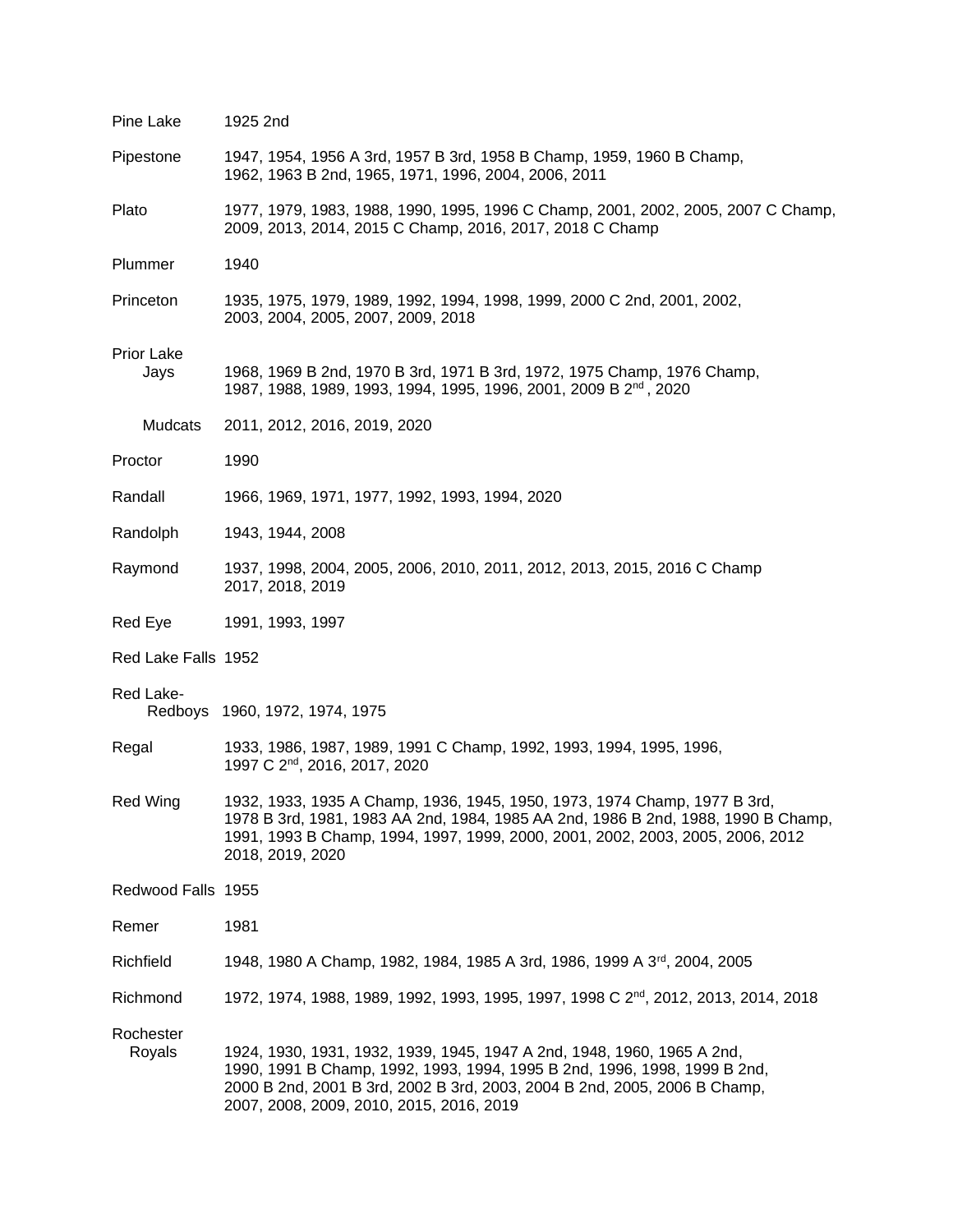Pine Lake 1925 2nd

Pipestone 1947, 1954, 1956 A 3rd, 1957 B 3rd, 1958 B Champ, 1959, 1960 B Champ, 1962, 1963 B 2nd, 1965, 1971, 1996, 2004, 2006, 2011

Plato 1977, 1979, 1983, 1988, 1990, 1995, 1996 C Champ, 2001, 2002, 2005, 2007 C Champ, 2009, 2013, 2014, 2015 C Champ, 2016, 2017, 2018 C Champ

Plummer 1940

Princeton 1935, 1975, 1979, 1989, 1992, 1994, 1998, 1999, 2000 C 2nd, 2001, 2002, 2003, 2004, 2005, 2007, 2009, 2018

Prior Lake
- Jays 1968, 1969 B 2nd, 1970 B 3rd, 1971 B 3rd, 1972, 1975 Champ, 1976 Champ, 1987, 1988, 1989, 1993, 1994, 1995, 1996, 2001, 2009 B 2nd , 2020
- Mudcats 2011, 2012, 2016, 2019, 2020

Proctor 1990

Randall 1966, 1969, 1971, 1977, 1992, 1993, 1994, 2020

Randolph 1943, 1944, 2008

Raymond 1937, 1998, 2004, 2005, 2006, 2010, 2011, 2012, 2013, 2015, 2016 C Champ 2017, 2018, 2019

Red Eye 1991, 1993, 1997

Red Lake Falls 1952

Red Lake-
- Redboys 1960, 1972, 1974, 1975

Regal 1933, 1986, 1987, 1989, 1991 C Champ, 1992, 1993, 1994, 1995, 1996, 1997 C 2nd, 2016, 2017, 2020

Red Wing 1932, 1933, 1935 A Champ, 1936, 1945, 1950, 1973, 1974 Champ, 1977 B 3rd, 1978 B 3rd, 1981, 1983 AA 2nd, 1984, 1985 AA 2nd, 1986 B 2nd, 1988, 1990 B Champ, 1991, 1993 B Champ, 1994, 1997, 1999, 2000, 2001, 2002, 2003, 2005, 2006, 2012 2018, 2019, 2020

Redwood Falls 1955

Remer 1981

Richfield 1948, 1980 A Champ, 1982, 1984, 1985 A 3rd, 1986, 1999 A 3rd, 2004, 2005

Richmond 1972, 1974, 1988, 1989, 1992, 1993, 1995, 1997, 1998 C 2nd, 2012, 2013, 2014, 2018

Rochester
- Royals 1924, 1930, 1931, 1932, 1939, 1945, 1947 A 2nd, 1948, 1960, 1965 A 2nd, 1990, 1991 B Champ, 1992, 1993, 1994, 1995 B 2nd, 1996, 1998, 1999 B 2nd, 2000 B 2nd, 2001 B 3rd, 2002 B 3rd, 2003, 2004 B 2nd, 2005, 2006 B Champ, 2007, 2008, 2009, 2010, 2015, 2016, 2019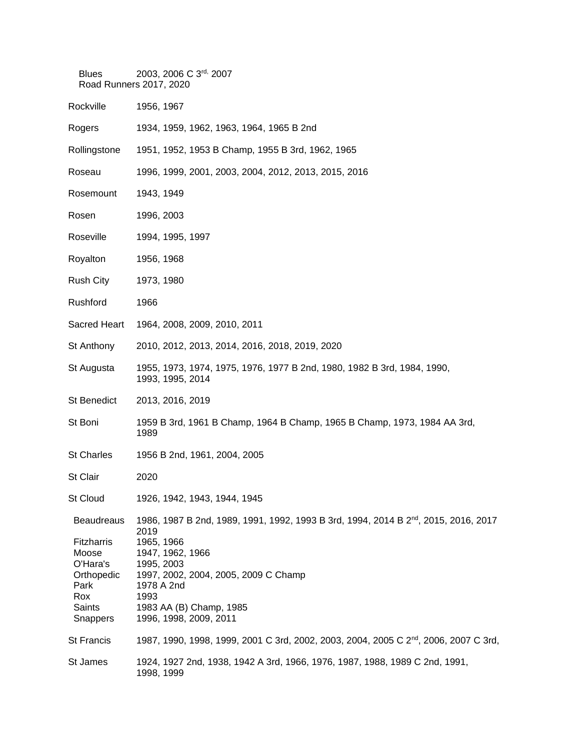Blues 2003, 2006 C 3rd, 2007
Road Runners 2017, 2020

Rockville 1956, 1967

Rogers 1934, 1959, 1962, 1963, 1964, 1965 B 2nd

Rollingstone 1951, 1952, 1953 B Champ, 1955 B 3rd, 1962, 1965

Roseau 1996, 1999, 2001, 2003, 2004, 2012, 2013, 2015, 2016

Rosemount 1943, 1949

Rosen 1996, 2003

Roseville 1994, 1995, 1997

Royalton 1956, 1968

Rush City 1973, 1980

Rushford 1966

Sacred Heart 1964, 2008, 2009, 2010, 2011

St Anthony 2010, 2012, 2013, 2014, 2016, 2018, 2019, 2020

St Augusta 1955, 1973, 1974, 1975, 1976, 1977 B 2nd, 1980, 1982 B 3rd, 1984, 1990, 1993, 1995, 2014

St Benedict 2013, 2016, 2019

St Boni 1959 B 3rd, 1961 B Champ, 1964 B Champ, 1965 B Champ, 1973, 1984 AA 3rd, 1989

St Charles 1956 B 2nd, 1961, 2004, 2005

St Clair 2020

St Cloud 1926, 1942, 1943, 1944, 1945

Beaudreaus 1986, 1987 B 2nd, 1989, 1991, 1992, 1993 B 3rd, 1994, 2014 B 2nd, 2015, 2016, 2017 2019
Fitzharris 1965, 1966
Moose 1947, 1962, 1966
O'Hara's 1995, 2003
Orthopedic 1997, 2002, 2004, 2005, 2009 C Champ
Park 1978 A 2nd
Rox 1993
Saints 1983 AA (B) Champ, 1985
Snappers 1996, 1998, 2009, 2011

St Francis 1987, 1990, 1998, 1999, 2001 C 3rd, 2002, 2003, 2004, 2005 C 2nd, 2006, 2007 C 3rd,

St James 1924, 1927 2nd, 1938, 1942 A 3rd, 1966, 1976, 1987, 1988, 1989 C 2nd, 1991, 1998, 1999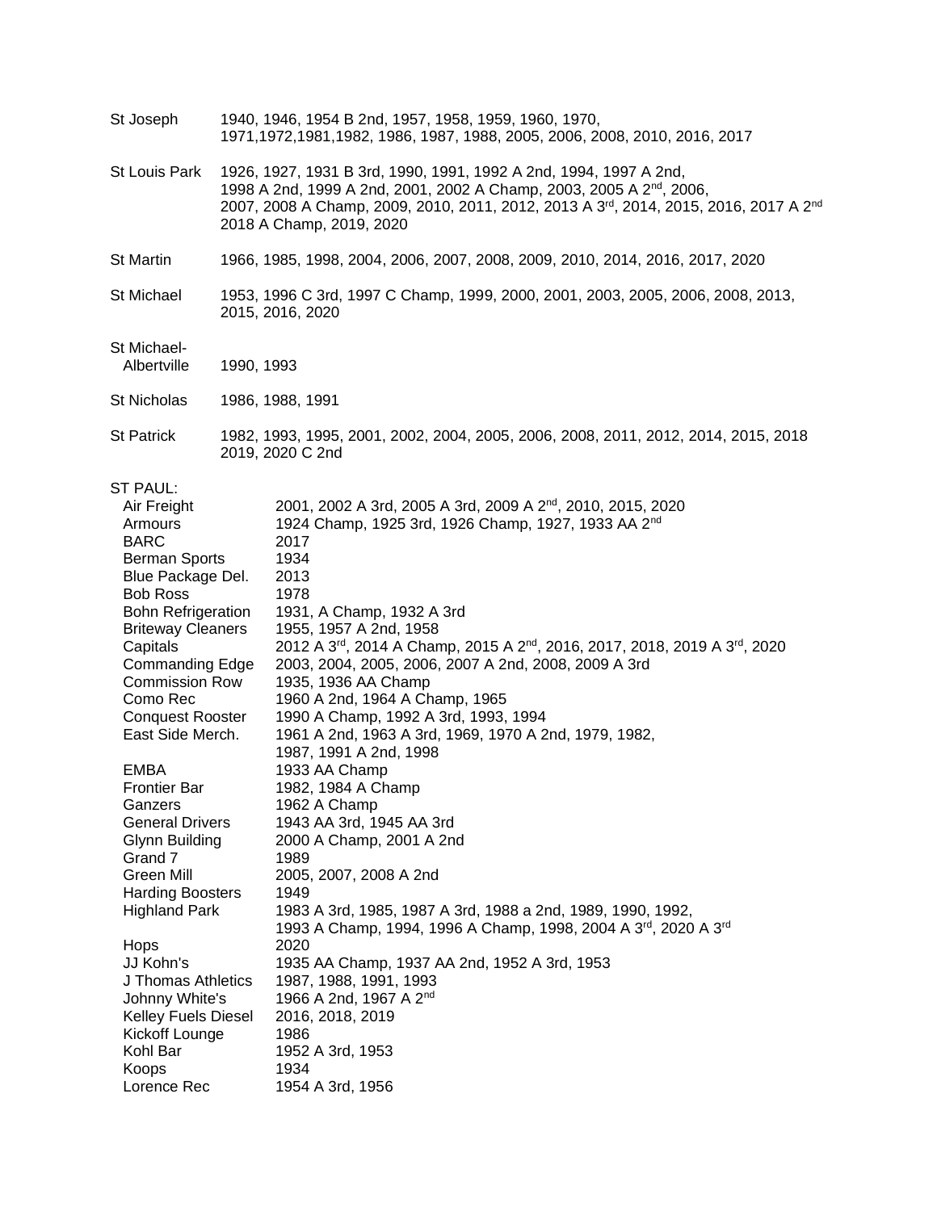St Joseph — 1940, 1946, 1954 B 2nd, 1957, 1958, 1959, 1960, 1970, 1971,1972,1981,1982, 1986, 1987, 1988, 2005, 2006, 2008, 2010, 2016, 2017

St Louis Park — 1926, 1927, 1931 B 3rd, 1990, 1991, 1992 A 2nd, 1994, 1997 A 2nd, 1998 A 2nd, 1999 A 2nd, 2001, 2002 A Champ, 2003, 2005 A 2nd, 2006, 2007, 2008 A Champ, 2009, 2010, 2011, 2012, 2013 A 3rd, 2014, 2015, 2016, 2017 A 2nd 2018 A Champ, 2019, 2020

St Martin — 1966, 1985, 1998, 2004, 2006, 2007, 2008, 2009, 2010, 2014, 2016, 2017, 2020

St Michael — 1953, 1996 C 3rd, 1997 C Champ, 1999, 2000, 2001, 2003, 2005, 2006, 2008, 2013, 2015, 2016, 2020

St Michael-Albertville — 1990, 1993

St Nicholas — 1986, 1988, 1991

St Patrick — 1982, 1993, 1995, 2001, 2002, 2004, 2005, 2006, 2008, 2011, 2012, 2014, 2015, 2018 2019, 2020 C 2nd

ST PAUL:

| Team | Years |
|---|---|
| Air Freight | 2001, 2002 A 3rd, 2005 A 3rd, 2009 A 2nd, 2010, 2015, 2020 |
| Armours | 1924 Champ, 1925 3rd, 1926 Champ, 1927, 1933 AA 2nd |
| BARC | 2017 |
| Berman Sports | 1934 |
| Blue Package Del. | 2013 |
| Bob Ross | 1978 |
| Bohn Refrigeration | 1931, A Champ, 1932 A 3rd |
| Briteway Cleaners | 1955, 1957 A 2nd, 1958 |
| Capitals | 2012 A 3rd, 2014 A Champ, 2015 A 2nd, 2016, 2017, 2018, 2019 A 3rd, 2020 |
| Commanding Edge | 2003, 2004, 2005, 2006, 2007 A 2nd, 2008, 2009 A 3rd |
| Commission Row | 1935, 1936 AA Champ |
| Como Rec | 1960 A 2nd, 1964 A Champ, 1965 |
| Conquest Rooster | 1990 A Champ, 1992 A 3rd, 1993, 1994 |
| East Side Merch. | 1961 A 2nd, 1963 A 3rd, 1969, 1970 A 2nd, 1979, 1982, 1987, 1991 A 2nd, 1998 |
| EMBA | 1933 AA Champ |
| Frontier Bar | 1982, 1984 A Champ |
| Ganzers | 1962 A Champ |
| General Drivers | 1943 AA 3rd, 1945 AA 3rd |
| Glynn Building | 2000 A Champ, 2001 A 2nd |
| Grand 7 | 1989 |
| Green Mill | 2005, 2007, 2008 A 2nd |
| Harding Boosters | 1949 |
| Highland Park | 1983 A 3rd, 1985, 1987 A 3rd, 1988 a 2nd, 1989, 1990, 1992, 1993 A Champ, 1994, 1996 A Champ, 1998, 2004 A 3rd, 2020 A 3rd |
| Hops | 2020 |
| JJ Kohn's | 1935 AA Champ, 1937 AA 2nd, 1952 A 3rd, 1953 |
| J Thomas Athletics | 1987, 1988, 1991, 1993 |
| Johnny White's | 1966 A 2nd, 1967 A 2nd |
| Kelley Fuels Diesel | 2016, 2018, 2019 |
| Kickoff Lounge | 1986 |
| Kohl Bar | 1952 A 3rd, 1953 |
| Koops | 1934 |
| Lorence Rec | 1954 A 3rd, 1956 |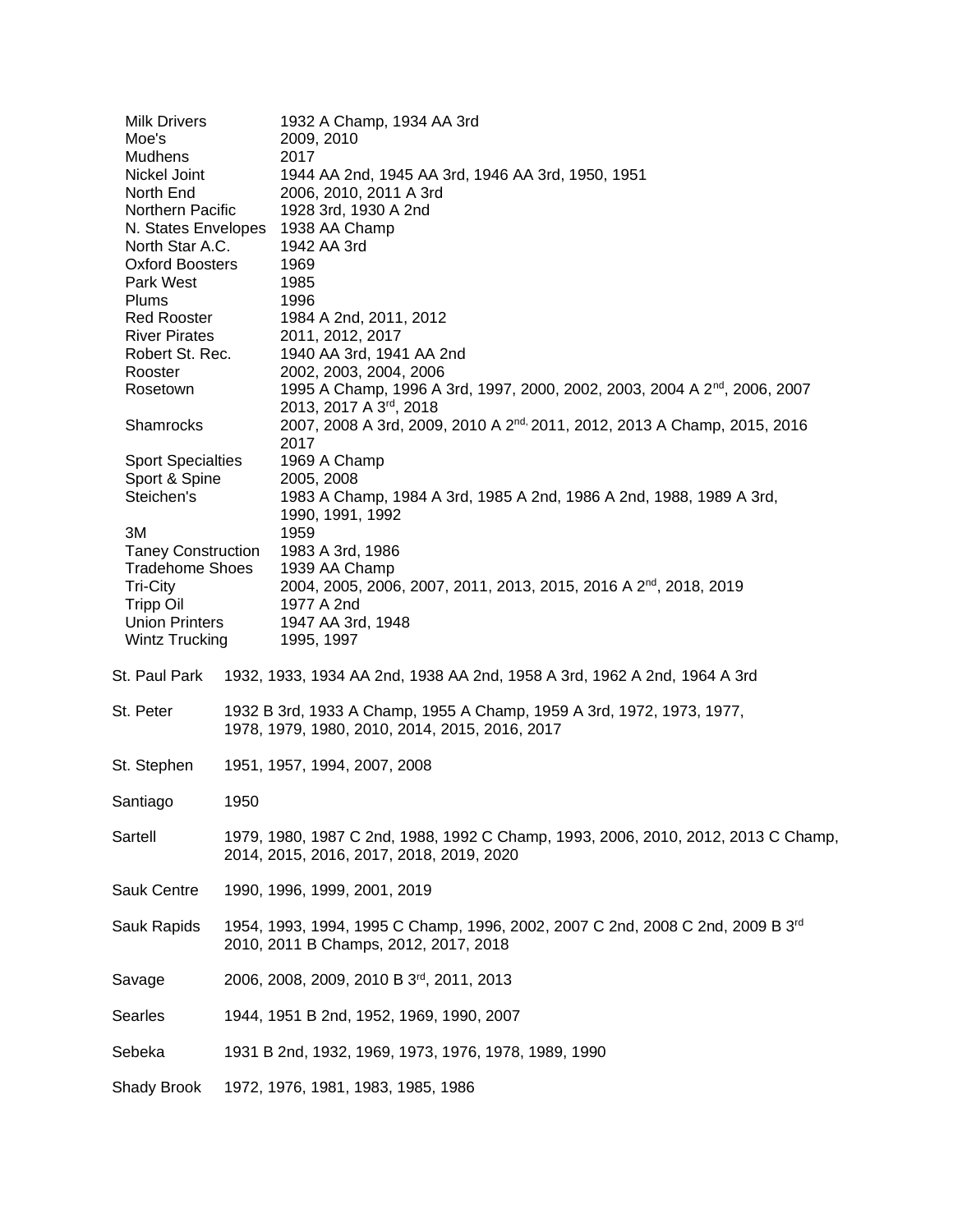| | |
|---|---|
| Milk Drivers | 1932 A Champ, 1934 AA 3rd |
| Moe's | 2009, 2010 |
| Mudhens | 2017 |
| Nickel Joint | 1944 AA 2nd, 1945 AA 3rd, 1946 AA 3rd, 1950, 1951 |
| North End | 2006, 2010, 2011 A 3rd |
| Northern Pacific | 1928 3rd, 1930 A 2nd |
| N. States Envelopes | 1938 AA Champ |
| North Star A.C. | 1942 AA 3rd |
| Oxford Boosters | 1969 |
| Park West | 1985 |
| Plums | 1996 |
| Red Rooster | 1984 A 2nd, 2011, 2012 |
| River Pirates | 2011, 2012, 2017 |
| Robert St. Rec. | 1940 AA 3rd, 1941 AA 2nd |
| Rooster | 2002, 2003, 2004, 2006 |
| Rosetown | 1995 A Champ, 1996 A 3rd, 1997, 2000, 2002, 2003, 2004 A 2nd, 2006, 2007 2013, 2017 A 3rd, 2018 |
| Shamrocks | 2007, 2008 A 3rd, 2009, 2010 A 2nd, 2011, 2012, 2013 A Champ, 2015, 2016 2017 |
| Sport Specialties | 1969 A Champ |
| Sport & Spine | 2005, 2008 |
| Steichen's | 1983 A Champ, 1984 A 3rd, 1985 A 2nd, 1986 A 2nd, 1988, 1989 A 3rd, 1990, 1991, 1992 |
| 3M | 1959 |
| Taney Construction | 1983 A 3rd, 1986 |
| Tradehome Shoes | 1939 AA Champ |
| Tri-City | 2004, 2005, 2006, 2007, 2011, 2013, 2015, 2016 A 2nd, 2018, 2019 |
| Tripp Oil | 1977 A 2nd |
| Union Printers | 1947 AA 3rd, 1948 |
| Wintz Trucking | 1995, 1997 |

St. Paul Park 1932, 1933, 1934 AA 2nd, 1938 AA 2nd, 1958 A 3rd, 1962 A 2nd, 1964 A 3rd

St. Peter 1932 B 3rd, 1933 A Champ, 1955 A Champ, 1959 A 3rd, 1972, 1973, 1977, 1978, 1979, 1980, 2010, 2014, 2015, 2016, 2017

St. Stephen 1951, 1957, 1994, 2007, 2008

Santiago 1950

Sartell 1979, 1980, 1987 C 2nd, 1988, 1992 C Champ, 1993, 2006, 2010, 2012, 2013 C Champ, 2014, 2015, 2016, 2017, 2018, 2019, 2020

Sauk Centre 1990, 1996, 1999, 2001, 2019

Sauk Rapids 1954, 1993, 1994, 1995 C Champ, 1996, 2002, 2007 C 2nd, 2008 C 2nd, 2009 B 3rd 2010, 2011 B Champs, 2012, 2017, 2018

Savage 2006, 2008, 2009, 2010 B 3rd, 2011, 2013

Searles 1944, 1951 B 2nd, 1952, 1969, 1990, 2007

Sebeka 1931 B 2nd, 1932, 1969, 1973, 1976, 1978, 1989, 1990

Shady Brook 1972, 1976, 1981, 1983, 1985, 1986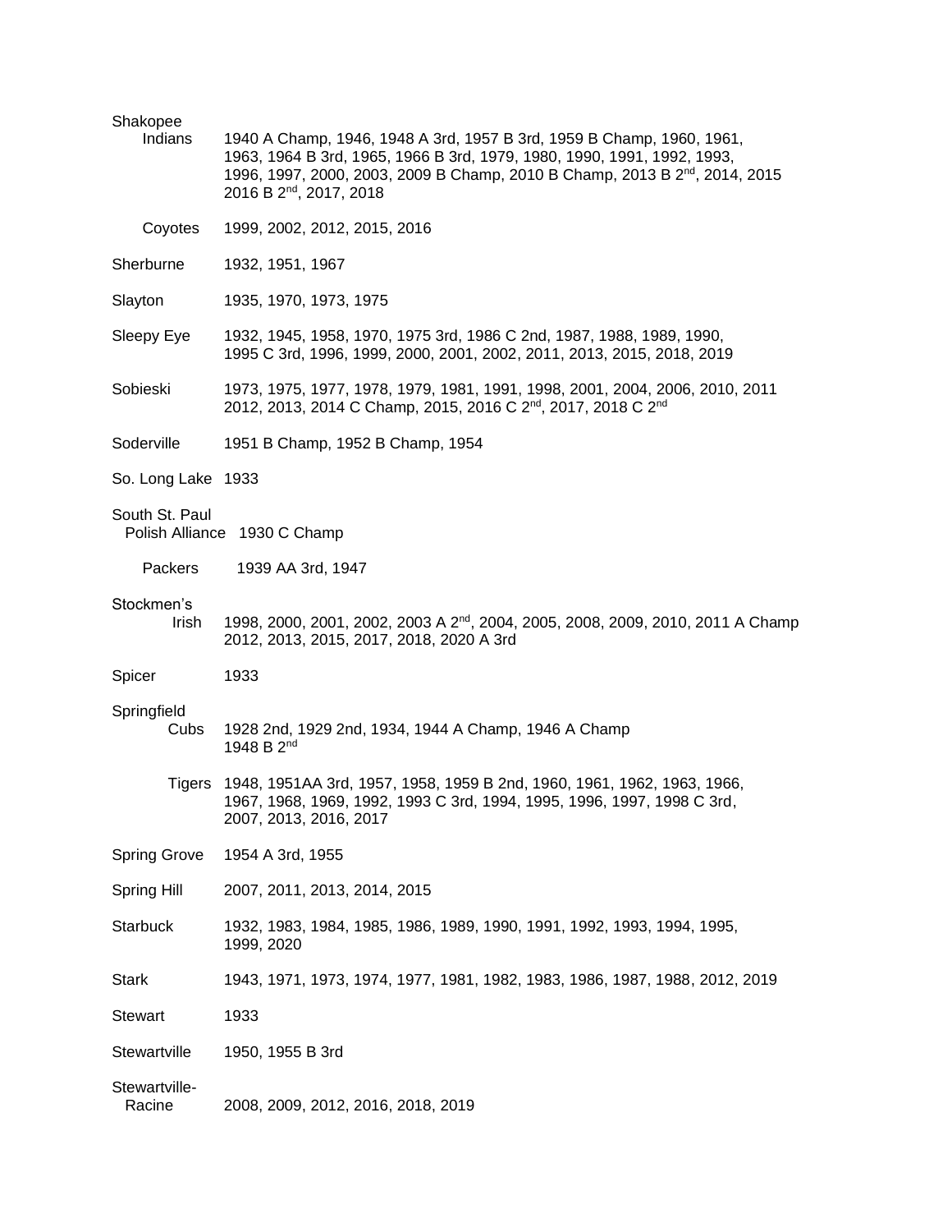Shakopee

Indians 1940 A Champ, 1946, 1948 A 3rd, 1957 B 3rd, 1959 B Champ, 1960, 1961, 1963, 1964 B 3rd, 1965, 1966 B 3rd, 1979, 1980, 1990, 1991, 1992, 1993, 1996, 1997, 2000, 2003, 2009 B Champ, 2010 B Champ, 2013 B 2nd, 2014, 2015 2016 B 2nd, 2017, 2018

Coyotes 1999, 2002, 2012, 2015, 2016

Sherburne 1932, 1951, 1967

Slayton 1935, 1970, 1973, 1975

Sleepy Eye 1932, 1945, 1958, 1970, 1975 3rd, 1986 C 2nd, 1987, 1988, 1989, 1990, 1995 C 3rd, 1996, 1999, 2000, 2001, 2002, 2011, 2013, 2015, 2018, 2019

Sobieski 1973, 1975, 1977, 1978, 1979, 1981, 1991, 1998, 2001, 2004, 2006, 2010, 2011 2012, 2013, 2014 C Champ, 2015, 2016 C 2nd, 2017, 2018 C 2nd

Soderville 1951 B Champ, 1952 B Champ, 1954

So. Long Lake 1933

South St. Paul

Polish Alliance 1930 C Champ

Packers 1939 AA 3rd, 1947

Stockmen's

Irish 1998, 2000, 2001, 2002, 2003 A 2nd, 2004, 2005, 2008, 2009, 2010, 2011 A Champ 2012, 2013, 2015, 2017, 2018, 2020 A 3rd

Spicer 1933

Springfield

Cubs 1928 2nd, 1929 2nd, 1934, 1944 A Champ, 1946 A Champ 1948 B 2nd

Tigers 1948, 1951AA 3rd, 1957, 1958, 1959 B 2nd, 1960, 1961, 1962, 1963, 1966, 1967, 1968, 1969, 1992, 1993 C 3rd, 1994, 1995, 1996, 1997, 1998 C 3rd, 2007, 2013, 2016, 2017

Spring Grove 1954 A 3rd, 1955

Spring Hill 2007, 2011, 2013, 2014, 2015

Starbuck 1932, 1983, 1984, 1985, 1986, 1989, 1990, 1991, 1992, 1993, 1994, 1995, 1999, 2020

Stark 1943, 1971, 1973, 1974, 1977, 1981, 1982, 1983, 1986, 1987, 1988, 2012, 2019

Stewart 1933

Stewartville 1950, 1955 B 3rd

Stewartville-Racine 2008, 2009, 2012, 2016, 2018, 2019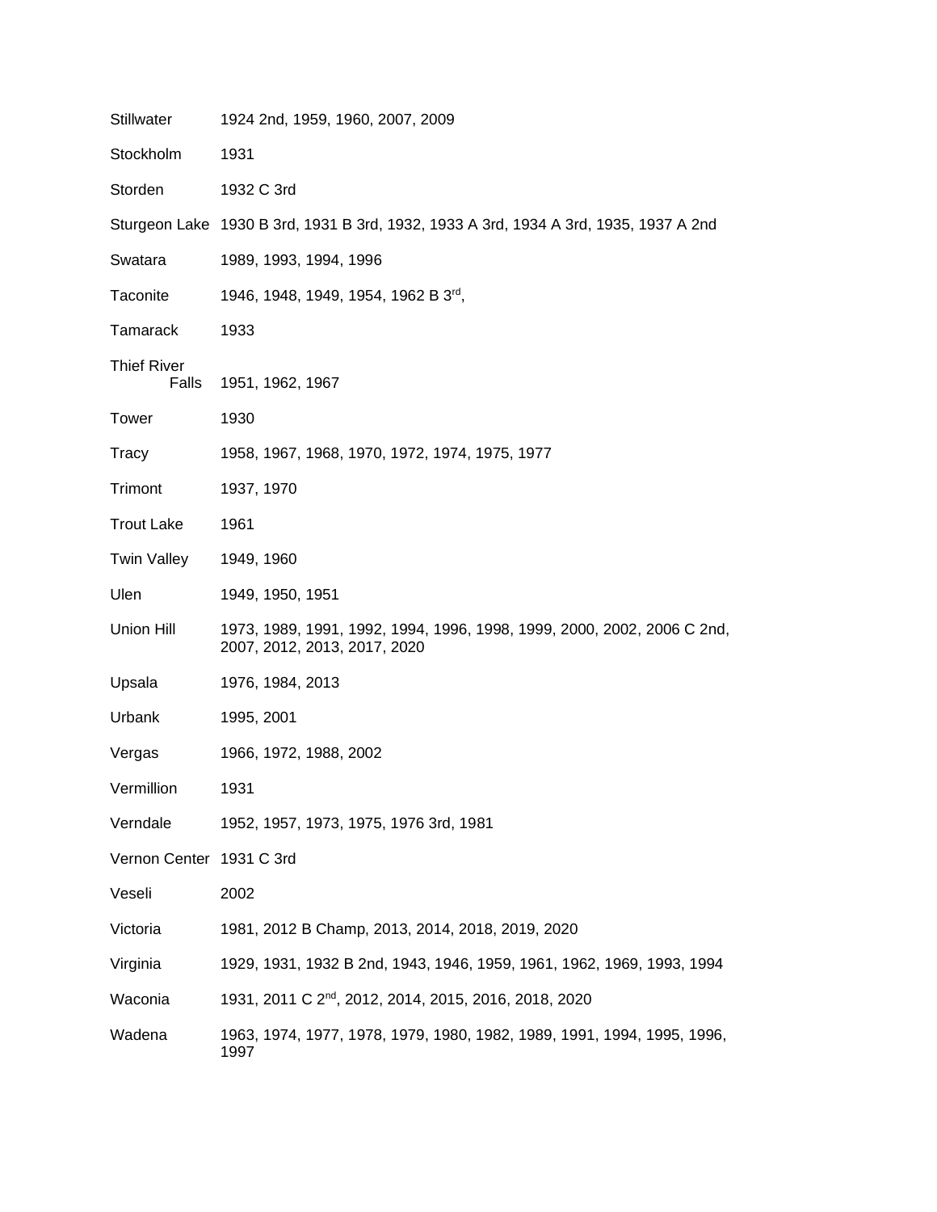| | |
|---|---|
| Stillwater | 1924 2nd, 1959, 1960, 2007, 2009 |
| Stockholm | 1931 |
| Storden | 1932 C 3rd |
| Sturgeon Lake | 1930 B 3rd, 1931 B 3rd, 1932, 1933 A 3rd, 1934 A 3rd, 1935, 1937 A 2nd |
| Swatara | 1989, 1993, 1994, 1996 |
| Taconite | 1946, 1948, 1949, 1954, 1962 B 3rd, |
| Tamarack | 1933 |
| Thief River Falls | 1951, 1962, 1967 |
| Tower | 1930 |
| Tracy | 1958, 1967, 1968, 1970, 1972, 1974, 1975, 1977 |
| Trimont | 1937, 1970 |
| Trout Lake | 1961 |
| Twin Valley | 1949, 1960 |
| Ulen | 1949, 1950, 1951 |
| Union Hill | 1973, 1989, 1991, 1992, 1994, 1996, 1998, 1999, 2000, 2002, 2006 C 2nd, 2007, 2012, 2013, 2017, 2020 |
| Upsala | 1976, 1984, 2013 |
| Urbank | 1995, 2001 |
| Vergas | 1966, 1972, 1988, 2002 |
| Vermillion | 1931 |
| Verndale | 1952, 1957, 1973, 1975, 1976 3rd, 1981 |
| Vernon Center | 1931 C 3rd |
| Veseli | 2002 |
| Victoria | 1981, 2012 B Champ, 2013, 2014, 2018, 2019, 2020 |
| Virginia | 1929, 1931, 1932 B 2nd, 1943, 1946, 1959, 1961, 1962, 1969, 1993, 1994 |
| Waconia | 1931, 2011 C 2nd, 2012, 2014, 2015, 2016, 2018, 2020 |
| Wadena | 1963, 1974, 1977, 1978, 1979, 1980, 1982, 1989, 1991, 1994, 1995, 1996, 1997 |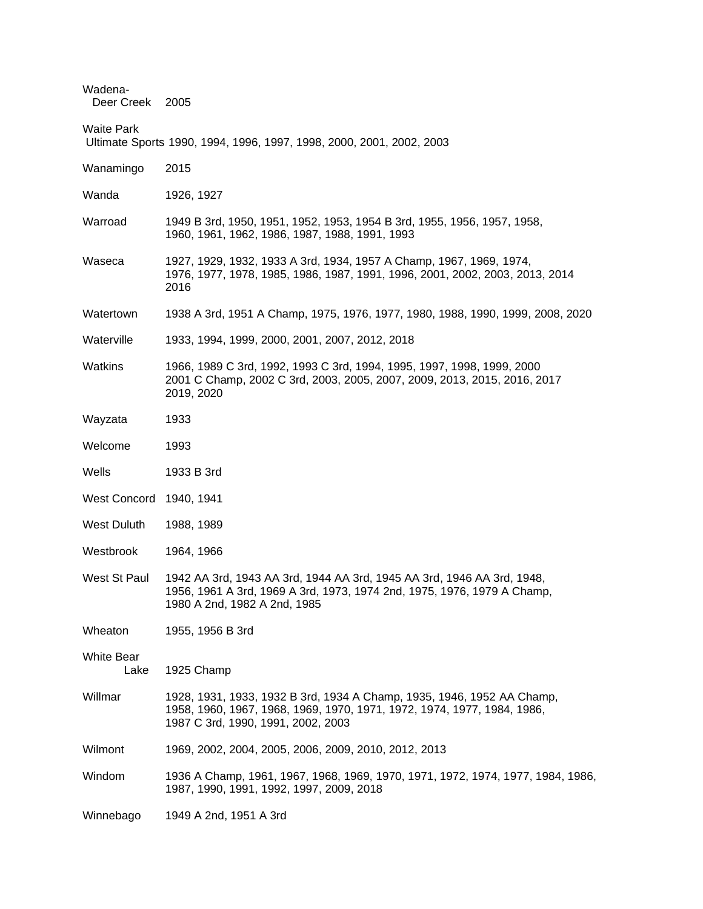Wadena-
Deer Creek 2005

Waite Park
Ultimate Sports 1990, 1994, 1996, 1997, 1998, 2000, 2001, 2002, 2003

Wanamingo 2015

Wanda 1926, 1927

Warroad 1949 B 3rd, 1950, 1951, 1952, 1953, 1954 B 3rd, 1955, 1956, 1957, 1958, 1960, 1961, 1962, 1986, 1987, 1988, 1991, 1993

Waseca 1927, 1929, 1932, 1933 A 3rd, 1934, 1957 A Champ, 1967, 1969, 1974, 1976, 1977, 1978, 1985, 1986, 1987, 1991, 1996, 2001, 2002, 2003, 2013, 2014 2016

Watertown 1938 A 3rd, 1951 A Champ, 1975, 1976, 1977, 1980, 1988, 1990, 1999, 2008, 2020

Waterville 1933, 1994, 1999, 2000, 2001, 2007, 2012, 2018

Watkins 1966, 1989 C 3rd, 1992, 1993 C 3rd, 1994, 1995, 1997, 1998, 1999, 2000 2001 C Champ, 2002 C 3rd, 2003, 2005, 2007, 2009, 2013, 2015, 2016, 2017 2019, 2020

Wayzata 1933

Welcome 1993

Wells 1933 B 3rd

West Concord 1940, 1941

West Duluth 1988, 1989

Westbrook 1964, 1966

West St Paul 1942 AA 3rd, 1943 AA 3rd, 1944 AA 3rd, 1945 AA 3rd, 1946 AA 3rd, 1948, 1956, 1961 A 3rd, 1969 A 3rd, 1973, 1974 2nd, 1975, 1976, 1979 A Champ, 1980 A 2nd, 1982 A 2nd, 1985

Wheaton 1955, 1956 B 3rd

White Bear
Lake 1925 Champ

Willmar 1928, 1931, 1933, 1932 B 3rd, 1934 A Champ, 1935, 1946, 1952 AA Champ, 1958, 1960, 1967, 1968, 1969, 1970, 1971, 1972, 1974, 1977, 1984, 1986, 1987 C 3rd, 1990, 1991, 2002, 2003

Wilmont 1969, 2002, 2004, 2005, 2006, 2009, 2010, 2012, 2013

Windom 1936 A Champ, 1961, 1967, 1968, 1969, 1970, 1971, 1972, 1974, 1977, 1984, 1986, 1987, 1990, 1991, 1992, 1997, 2009, 2018

Winnebago 1949 A 2nd, 1951 A 3rd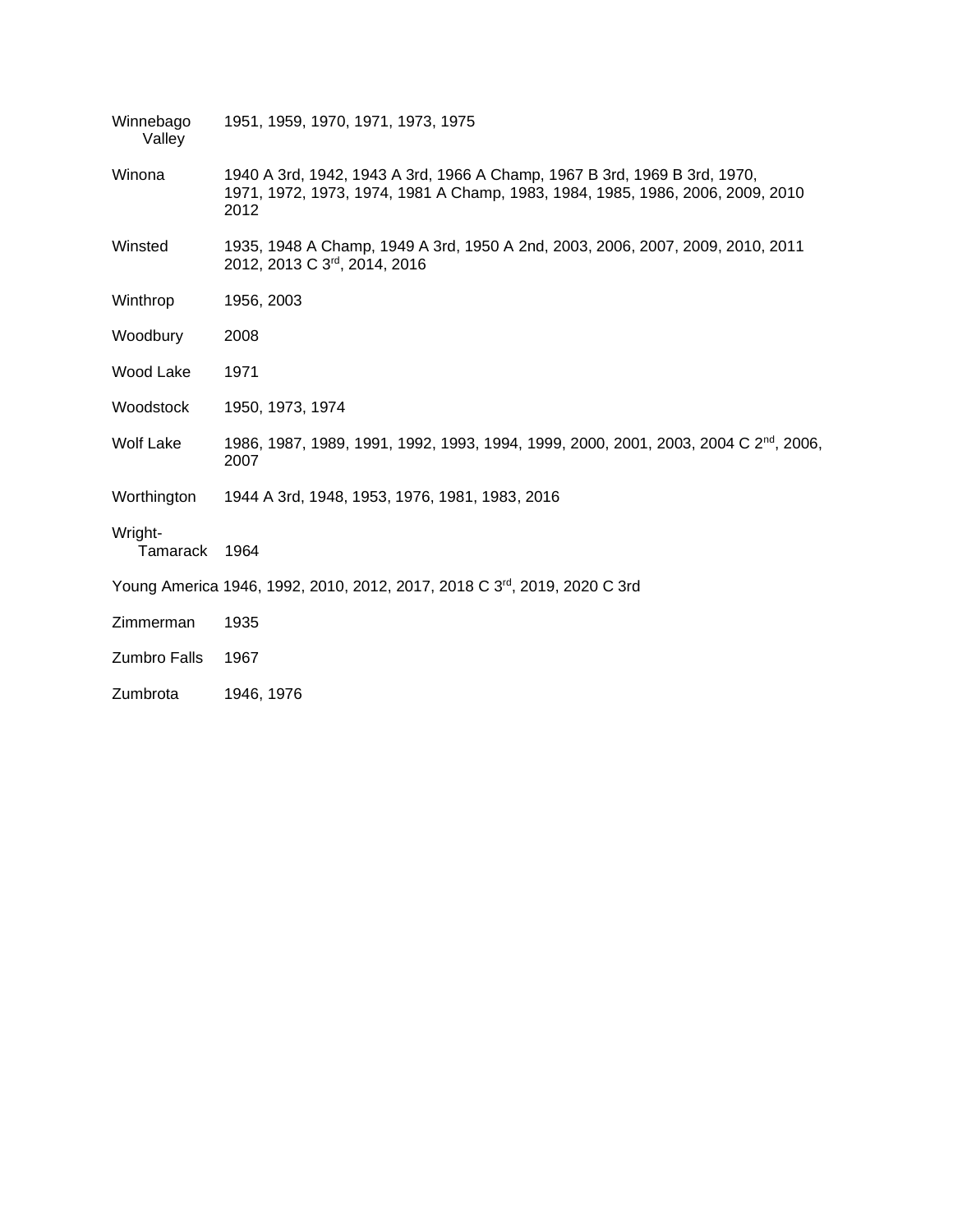| | |
|---|---|
| Winnebago Valley | 1951, 1959, 1970, 1971, 1973, 1975 |
| Winona | 1940 A 3rd, 1942, 1943 A 3rd, 1966 A Champ, 1967 B 3rd, 1969 B 3rd, 1970, 1971, 1972, 1973, 1974, 1981 A Champ, 1983, 1984, 1985, 1986, 2006, 2009, 2010 2012 |
| Winsted | 1935, 1948 A Champ, 1949 A 3rd, 1950 A 2nd, 2003, 2006, 2007, 2009, 2010, 2011 2012, 2013 C 3rd, 2014, 2016 |
| Winthrop | 1956, 2003 |
| Woodbury | 2008 |
| Wood Lake | 1971 |
| Woodstock | 1950, 1973, 1974 |
| Wolf Lake | 1986, 1987, 1989, 1991, 1992, 1993, 1994, 1999, 2000, 2001, 2003, 2004 C 2nd, 2006, 2007 |
| Worthington | 1944 A 3rd, 1948, 1953, 1976, 1981, 1983, 2016 |
| Wright-Tamarack | 1964 |
| Young America | 1946, 1992, 2010, 2012, 2017, 2018 C 3rd, 2019, 2020 C 3rd |
| Zimmerman | 1935 |
| Zumbro Falls | 1967 |
| Zumbrota | 1946, 1976 |